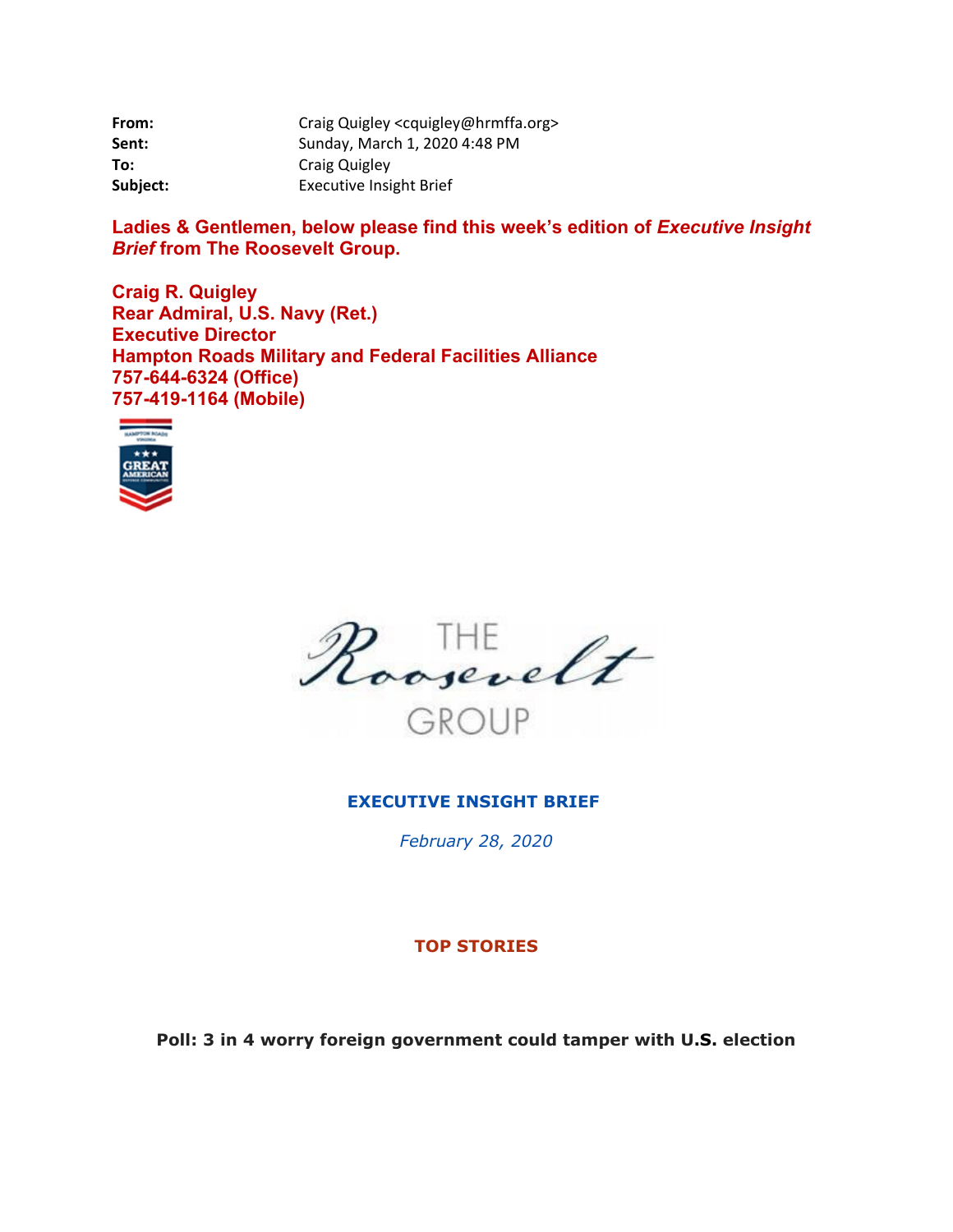| | |
|---|---|
| **From:** | Craig Quigley <cquigley@hrmffa.org> |
| **Sent:** | Sunday, March 1, 2020 4:48 PM |
| **To:** | Craig Quigley |
| **Subject:** | Executive Insight Brief |

**Ladies & Gentlemen, below please find this week's edition of *Executive Insight Brief* from The Roosevelt Group.**

**Craig R. Quigley**
**Rear Admiral, U.S. Navy (Ret.)**
**Executive Director**
**Hampton Roads Military and Federal Facilities Alliance**
**757-644-6324 (Office)**
**757-419-1164 (Mobile)**

THE Roosevelt GROUP

## EXECUTIVE INSIGHT BRIEF

*February 28, 2020*

## TOP STORIES

### Poll: 3 in 4 worry foreign government could tamper with U.S. election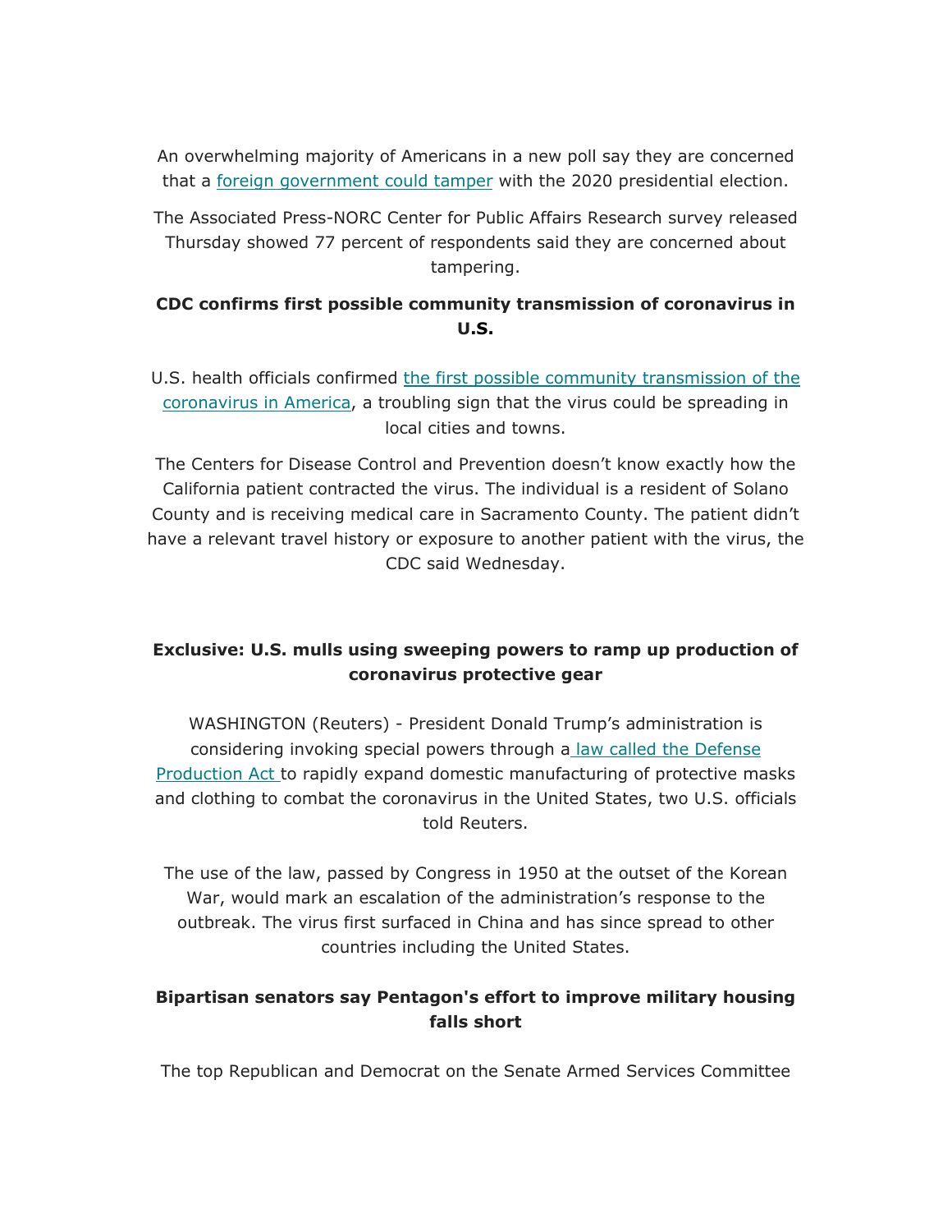An overwhelming majority of Americans in a new poll say they are concerned that a foreign government could tamper with the 2020 presidential election.

The Associated Press-NORC Center for Public Affairs Research survey released Thursday showed 77 percent of respondents said they are concerned about tampering.

**CDC confirms first possible community transmission of coronavirus in U.S.**

U.S. health officials confirmed the first possible community transmission of the coronavirus in America, a troubling sign that the virus could be spreading in local cities and towns.

The Centers for Disease Control and Prevention doesn't know exactly how the California patient contracted the virus. The individual is a resident of Solano County and is receiving medical care in Sacramento County. The patient didn't have a relevant travel history or exposure to another patient with the virus, the CDC said Wednesday.

**Exclusive: U.S. mulls using sweeping powers to ramp up production of coronavirus protective gear**

WASHINGTON (Reuters) - President Donald Trump's administration is considering invoking special powers through a law called the Defense Production Act to rapidly expand domestic manufacturing of protective masks and clothing to combat the coronavirus in the United States, two U.S. officials told Reuters.

The use of the law, passed by Congress in 1950 at the outset of the Korean War, would mark an escalation of the administration's response to the outbreak. The virus first surfaced in China and has since spread to other countries including the United States.

**Bipartisan senators say Pentagon's effort to improve military housing falls short**

The top Republican and Democrat on the Senate Armed Services Committee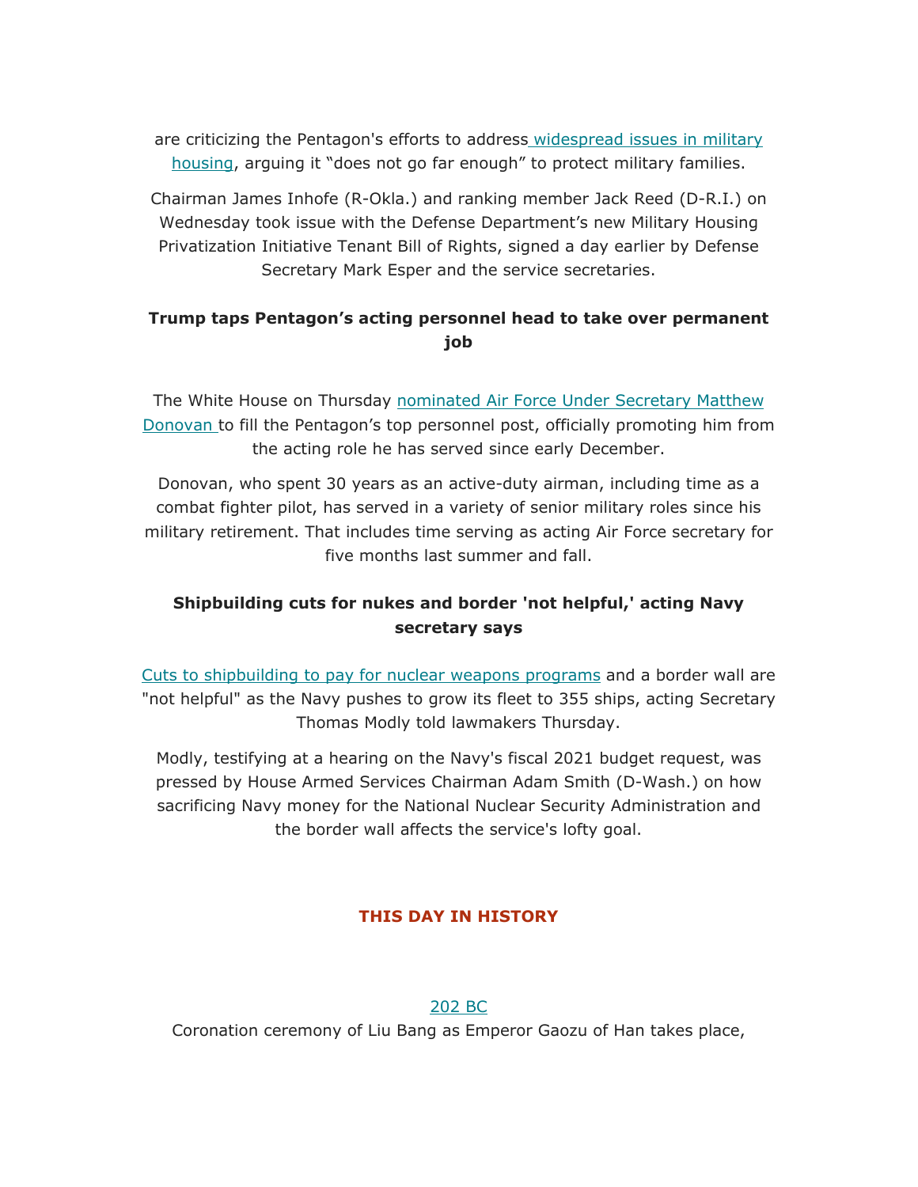are criticizing the Pentagon's efforts to address widespread issues in military housing, arguing it “does not go far enough” to protect military families.

Chairman James Inhofe (R-Okla.) and ranking member Jack Reed (D-R.I.) on Wednesday took issue with the Defense Department’s new Military Housing Privatization Initiative Tenant Bill of Rights, signed a day earlier by Defense Secretary Mark Esper and the service secretaries.

**Trump taps Pentagon’s acting personnel head to take over permanent job**

The White House on Thursday nominated Air Force Under Secretary Matthew Donovan to fill the Pentagon’s top personnel post, officially promoting him from the acting role he has served since early December.

Donovan, who spent 30 years as an active-duty airman, including time as a combat fighter pilot, has served in a variety of senior military roles since his military retirement. That includes time serving as acting Air Force secretary for five months last summer and fall.

**Shipbuilding cuts for nukes and border 'not helpful,' acting Navy secretary says**

Cuts to shipbuilding to pay for nuclear weapons programs and a border wall are "not helpful" as the Navy pushes to grow its fleet to 355 ships, acting Secretary Thomas Modly told lawmakers Thursday.

Modly, testifying at a hearing on the Navy's fiscal 2021 budget request, was pressed by House Armed Services Chairman Adam Smith (D-Wash.) on how sacrificing Navy money for the National Nuclear Security Administration and the border wall affects the service's lofty goal.

## THIS DAY IN HISTORY

202 BC
Coronation ceremony of Liu Bang as Emperor Gaozu of Han takes place,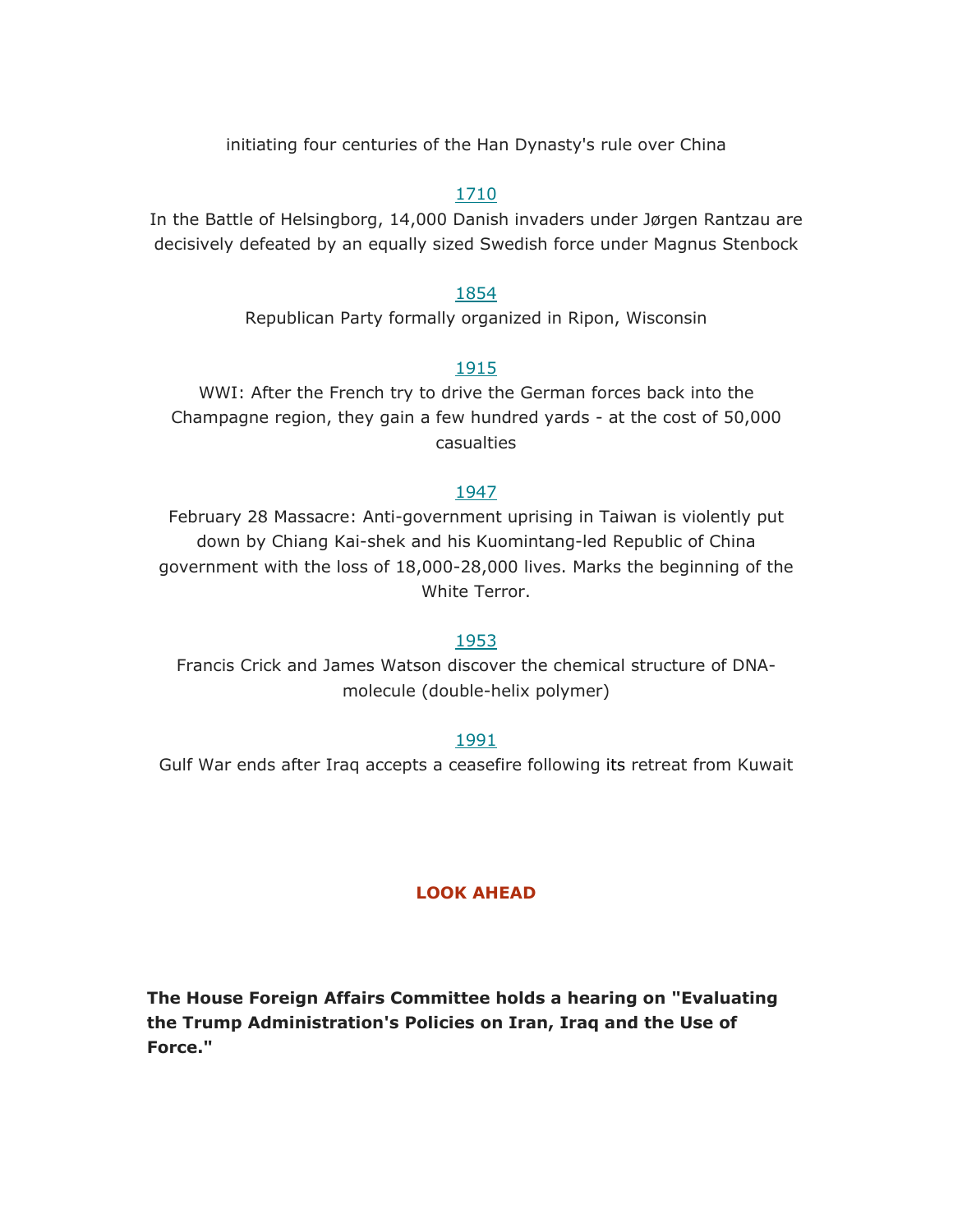initiating four centuries of the Han Dynasty's rule over China

1710

In the Battle of Helsingborg, 14,000 Danish invaders under Jørgen Rantzau are decisively defeated by an equally sized Swedish force under Magnus Stenbock

1854

Republican Party formally organized in Ripon, Wisconsin

1915

WWI: After the French try to drive the German forces back into the Champagne region, they gain a few hundred yards - at the cost of 50,000 casualties

1947

February 28 Massacre: Anti-government uprising in Taiwan is violently put down by Chiang Kai-shek and his Kuomintang-led Republic of China government with the loss of 18,000-28,000 lives. Marks the beginning of the White Terror.

1953

Francis Crick and James Watson discover the chemical structure of DNA-molecule (double-helix polymer)

1991

Gulf War ends after Iraq accepts a ceasefire following its retreat from Kuwait

## LOOK AHEAD

**The House Foreign Affairs Committee holds a hearing on "Evaluating the Trump Administration's Policies on Iran, Iraq and the Use of Force."**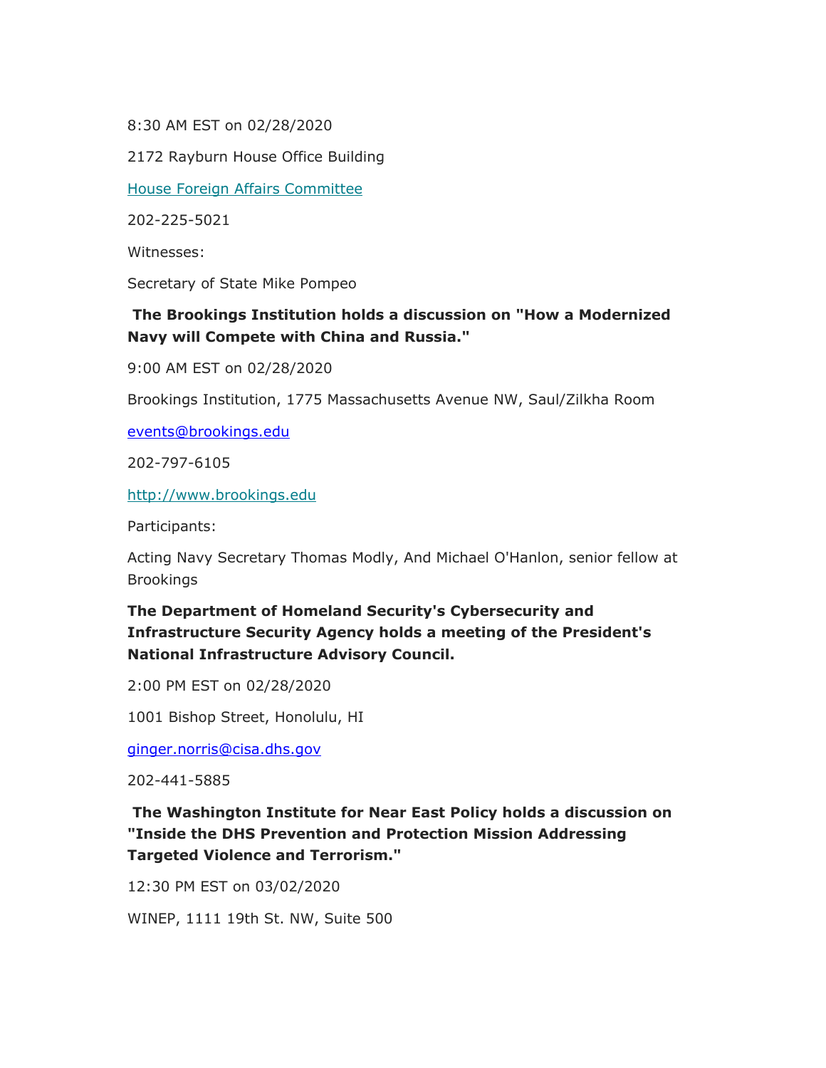8:30 AM EST on 02/28/2020

2172 Rayburn House Office Building

House Foreign Affairs Committee

202-225-5021

Witnesses:

Secretary of State Mike Pompeo

**The Brookings Institution holds a discussion on "How a Modernized Navy will Compete with China and Russia."**

9:00 AM EST on 02/28/2020

Brookings Institution, 1775 Massachusetts Avenue NW, Saul/Zilkha Room

events@brookings.edu

202-797-6105

http://www.brookings.edu

Participants:

Acting Navy Secretary Thomas Modly, And Michael O'Hanlon, senior fellow at Brookings

**The Department of Homeland Security's Cybersecurity and Infrastructure Security Agency holds a meeting of the President's National Infrastructure Advisory Council.**

2:00 PM EST on 02/28/2020

1001 Bishop Street, Honolulu, HI

ginger.norris@cisa.dhs.gov

202-441-5885

**The Washington Institute for Near East Policy holds a discussion on "Inside the DHS Prevention and Protection Mission Addressing Targeted Violence and Terrorism."**

12:30 PM EST on 03/02/2020

WINEP, 1111 19th St. NW, Suite 500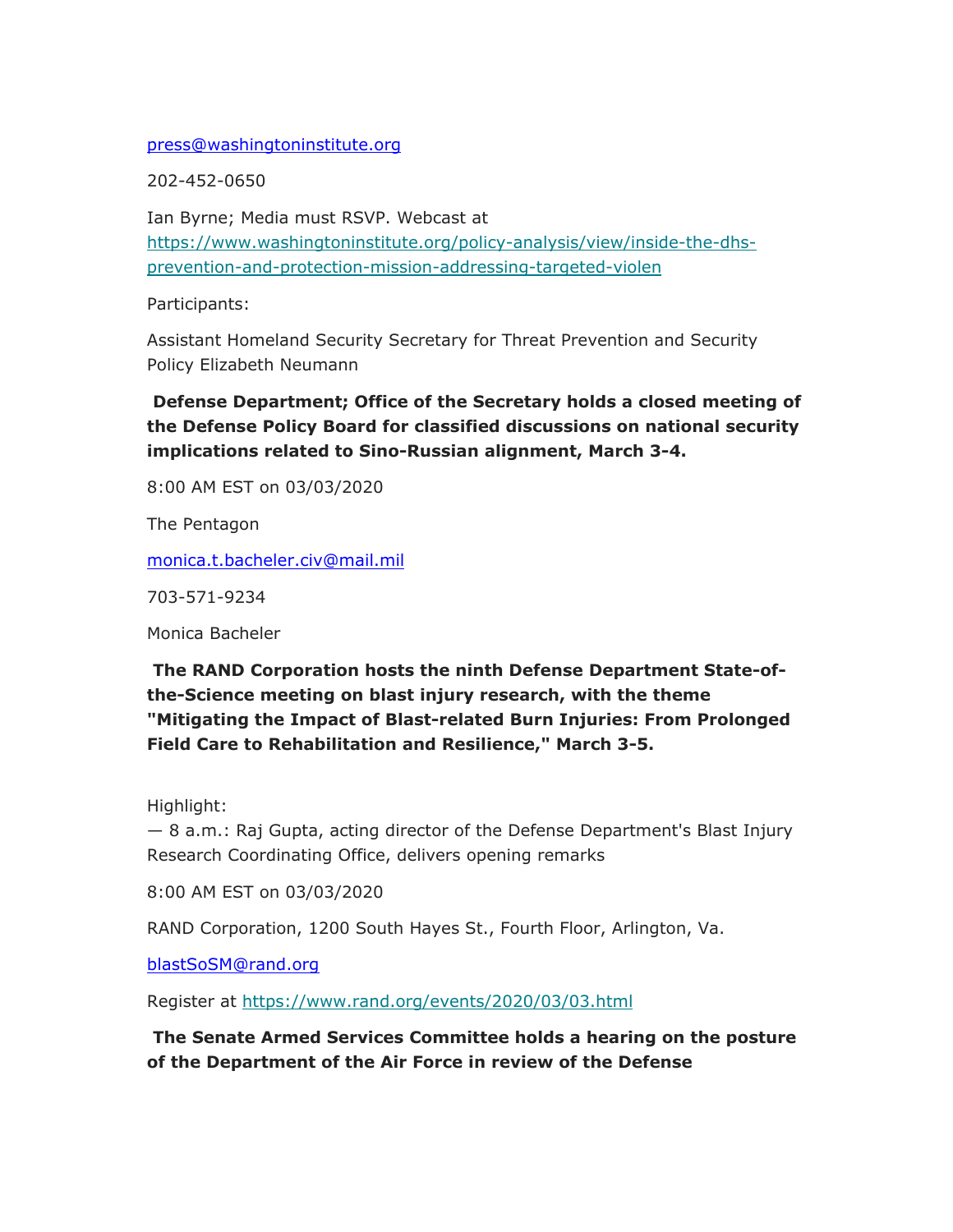press@washingtoninstitute.org

202-452-0650

Ian Byrne; Media must RSVP. Webcast at https://www.washingtoninstitute.org/policy-analysis/view/inside-the-dhs-prevention-and-protection-mission-addressing-targeted-violen

Participants:

Assistant Homeland Security Secretary for Threat Prevention and Security Policy Elizabeth Neumann

**Defense Department; Office of the Secretary holds a closed meeting of the Defense Policy Board for classified discussions on national security implications related to Sino-Russian alignment, March 3-4.**

8:00 AM EST on 03/03/2020

The Pentagon

monica.t.bacheler.civ@mail.mil

703-571-9234

Monica Bacheler

**The RAND Corporation hosts the ninth Defense Department State-of-the-Science meeting on blast injury research, with the theme "Mitigating the Impact of Blast-related Burn Injuries: From Prolonged Field Care to Rehabilitation and Resilience," March 3-5.**

Highlight:
— 8 a.m.: Raj Gupta, acting director of the Defense Department's Blast Injury Research Coordinating Office, delivers opening remarks

8:00 AM EST on 03/03/2020

RAND Corporation, 1200 South Hayes St., Fourth Floor, Arlington, Va.

blastSoSM@rand.org

Register at https://www.rand.org/events/2020/03/03.html

**The Senate Armed Services Committee holds a hearing on the posture of the Department of the Air Force in review of the Defense**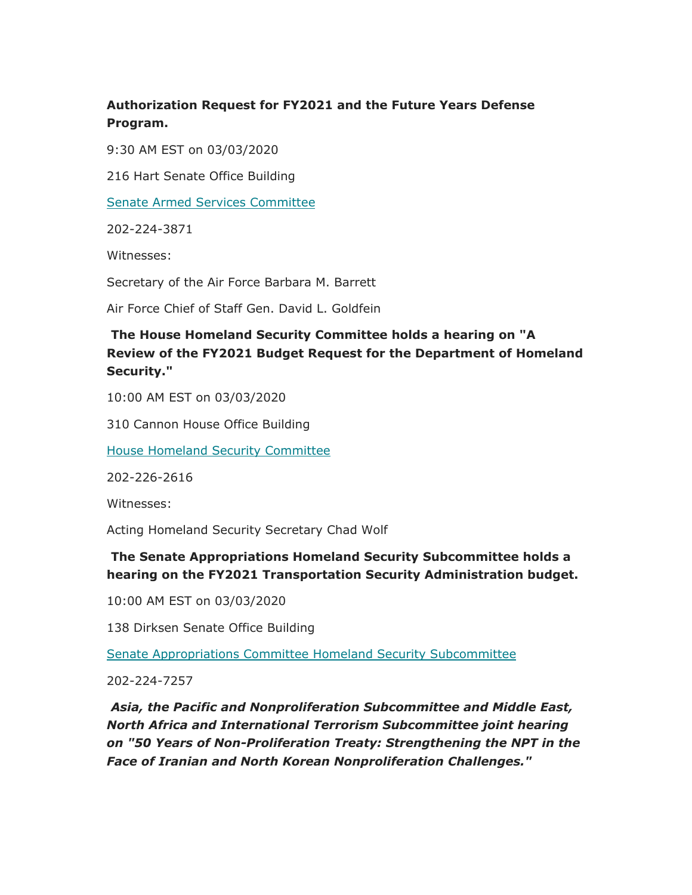**Authorization Request for FY2021 and the Future Years Defense Program.**

9:30 AM EST on 03/03/2020

216 Hart Senate Office Building

Senate Armed Services Committee

202-224-3871

Witnesses:

Secretary of the Air Force Barbara M. Barrett

Air Force Chief of Staff Gen. David L. Goldfein

**The House Homeland Security Committee holds a hearing on "A Review of the FY2021 Budget Request for the Department of Homeland Security."**

10:00 AM EST on 03/03/2020

310 Cannon House Office Building

House Homeland Security Committee

202-226-2616

Witnesses:

Acting Homeland Security Secretary Chad Wolf

**The Senate Appropriations Homeland Security Subcommittee holds a hearing on the FY2021 Transportation Security Administration budget.**

10:00 AM EST on 03/03/2020

138 Dirksen Senate Office Building

Senate Appropriations Committee Homeland Security Subcommittee

202-224-7257

***Asia, the Pacific and Nonproliferation Subcommittee and Middle East, North Africa and International Terrorism Subcommittee joint hearing on "50 Years of Non-Proliferation Treaty: Strengthening the NPT in the Face of Iranian and North Korean Nonproliferation Challenges."***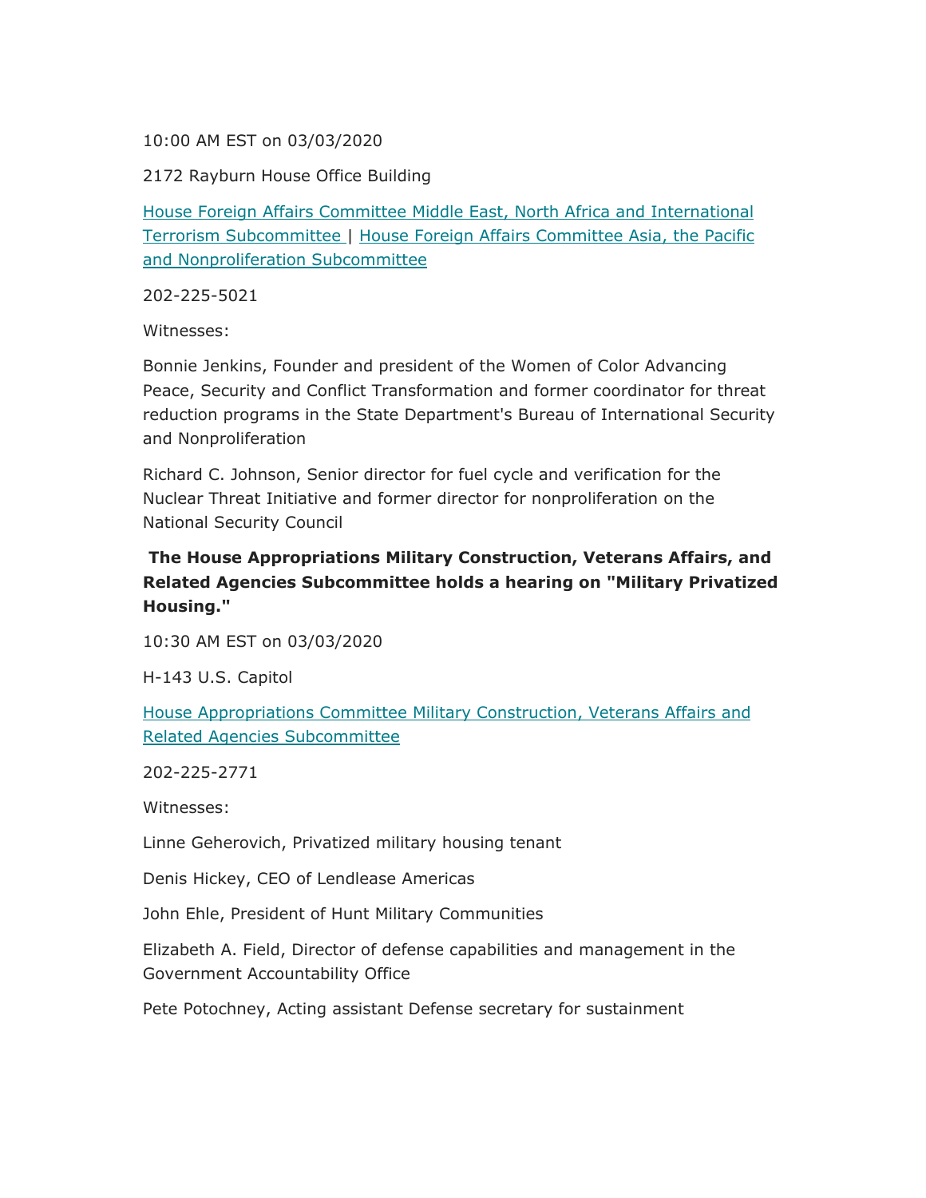10:00 AM EST on 03/03/2020

2172 Rayburn House Office Building

[House Foreign Affairs Committee Middle East, North Africa and International Terrorism Subcommittee](#) | [House Foreign Affairs Committee Asia, the Pacific and Nonproliferation Subcommittee](#)

202-225-5021

Witnesses:

Bonnie Jenkins, Founder and president of the Women of Color Advancing Peace, Security and Conflict Transformation and former coordinator for threat reduction programs in the State Department's Bureau of International Security and Nonproliferation

Richard C. Johnson, Senior director for fuel cycle and verification for the Nuclear Threat Initiative and former director for nonproliferation on the National Security Council

**The House Appropriations Military Construction, Veterans Affairs, and Related Agencies Subcommittee holds a hearing on "Military Privatized Housing."**

10:30 AM EST on 03/03/2020

H-143 U.S. Capitol

[House Appropriations Committee Military Construction, Veterans Affairs and Related Agencies Subcommittee](#)

202-225-2771

Witnesses:

Linne Geherovich, Privatized military housing tenant

Denis Hickey, CEO of Lendlease Americas

John Ehle, President of Hunt Military Communities

Elizabeth A. Field, Director of defense capabilities and management in the Government Accountability Office

Pete Potochney, Acting assistant Defense secretary for sustainment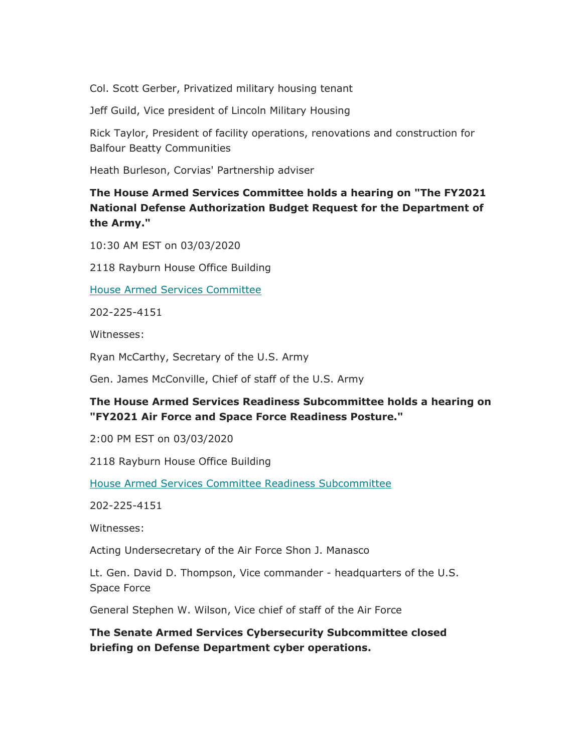Col. Scott Gerber, Privatized military housing tenant

Jeff Guild, Vice president of Lincoln Military Housing

Rick Taylor, President of facility operations, renovations and construction for Balfour Beatty Communities

Heath Burleson, Corvias' Partnership adviser

**The House Armed Services Committee holds a hearing on "The FY2021 National Defense Authorization Budget Request for the Department of the Army."**

10:30 AM EST on 03/03/2020

2118 Rayburn House Office Building

House Armed Services Committee

202-225-4151

Witnesses:

Ryan McCarthy, Secretary of the U.S. Army

Gen. James McConville, Chief of staff of the U.S. Army

**The House Armed Services Readiness Subcommittee holds a hearing on "FY2021 Air Force and Space Force Readiness Posture."**

2:00 PM EST on 03/03/2020

2118 Rayburn House Office Building

House Armed Services Committee Readiness Subcommittee

202-225-4151

Witnesses:

Acting Undersecretary of the Air Force Shon J. Manasco

Lt. Gen. David D. Thompson, Vice commander - headquarters of the U.S. Space Force

General Stephen W. Wilson, Vice chief of staff of the Air Force

**The Senate Armed Services Cybersecurity Subcommittee closed briefing on Defense Department cyber operations.**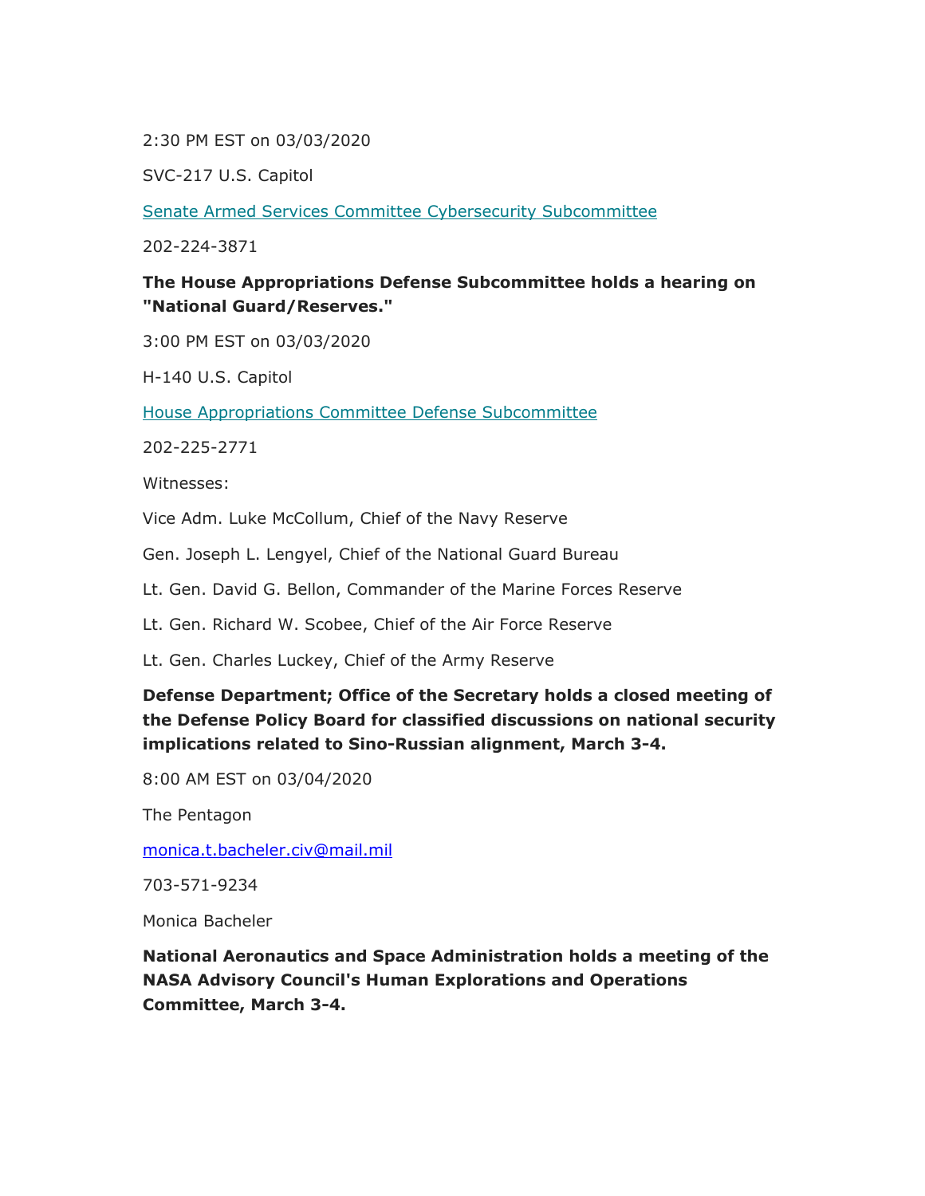2:30 PM EST on 03/03/2020

SVC-217 U.S. Capitol

[Senate Armed Services Committee Cybersecurity Subcommittee]()

202-224-3871

**The House Appropriations Defense Subcommittee holds a hearing on "National Guard/Reserves."**

3:00 PM EST on 03/03/2020

H-140 U.S. Capitol

[House Appropriations Committee Defense Subcommittee]()

202-225-2771

Witnesses:

Vice Adm. Luke McCollum, Chief of the Navy Reserve

Gen. Joseph L. Lengyel, Chief of the National Guard Bureau

Lt. Gen. David G. Bellon, Commander of the Marine Forces Reserve

Lt. Gen. Richard W. Scobee, Chief of the Air Force Reserve

Lt. Gen. Charles Luckey, Chief of the Army Reserve

**Defense Department; Office of the Secretary holds a closed meeting of the Defense Policy Board for classified discussions on national security implications related to Sino-Russian alignment, March 3-4.**

8:00 AM EST on 03/04/2020

The Pentagon

[monica.t.bacheler.civ@mail.mil](mailto:monica.t.bacheler.civ@mail.mil)

703-571-9234

Monica Bacheler

**National Aeronautics and Space Administration holds a meeting of the NASA Advisory Council's Human Explorations and Operations Committee, March 3-4.**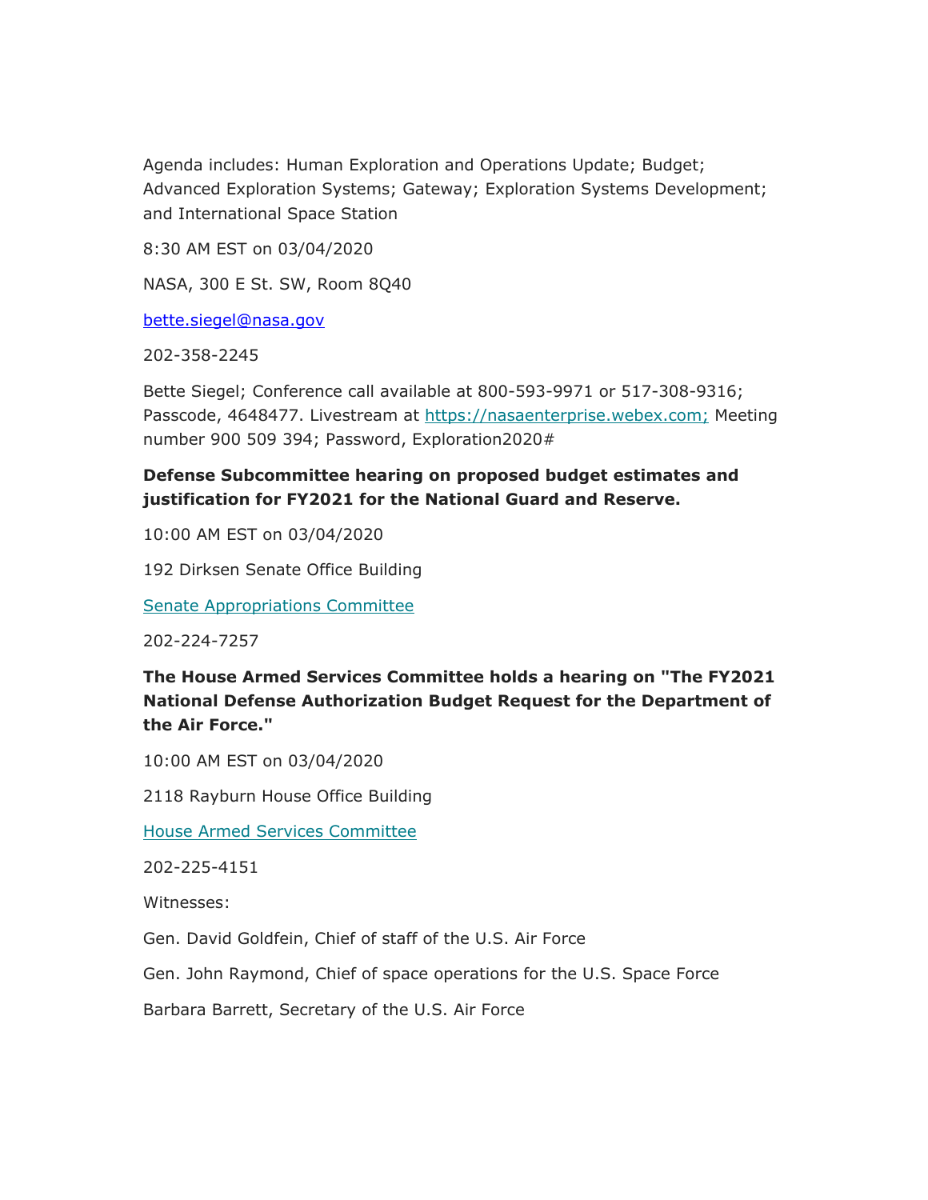Agenda includes: Human Exploration and Operations Update; Budget; Advanced Exploration Systems; Gateway; Exploration Systems Development; and International Space Station

8:30 AM EST on 03/04/2020

NASA, 300 E St. SW, Room 8Q40

bette.siegel@nasa.gov

202-358-2245

Bette Siegel; Conference call available at 800-593-9971 or 517-308-9316; Passcode, 4648477. Livestream at https://nasaenterprise.webex.com; Meeting number 900 509 394; Password, Exploration2020#

**Defense Subcommittee hearing on proposed budget estimates and justification for FY2021 for the National Guard and Reserve.**

10:00 AM EST on 03/04/2020

192 Dirksen Senate Office Building

Senate Appropriations Committee

202-224-7257

**The House Armed Services Committee holds a hearing on "The FY2021 National Defense Authorization Budget Request for the Department of the Air Force."**

10:00 AM EST on 03/04/2020

2118 Rayburn House Office Building

House Armed Services Committee

202-225-4151

Witnesses:

Gen. David Goldfein, Chief of staff of the U.S. Air Force

Gen. John Raymond, Chief of space operations for the U.S. Space Force

Barbara Barrett, Secretary of the U.S. Air Force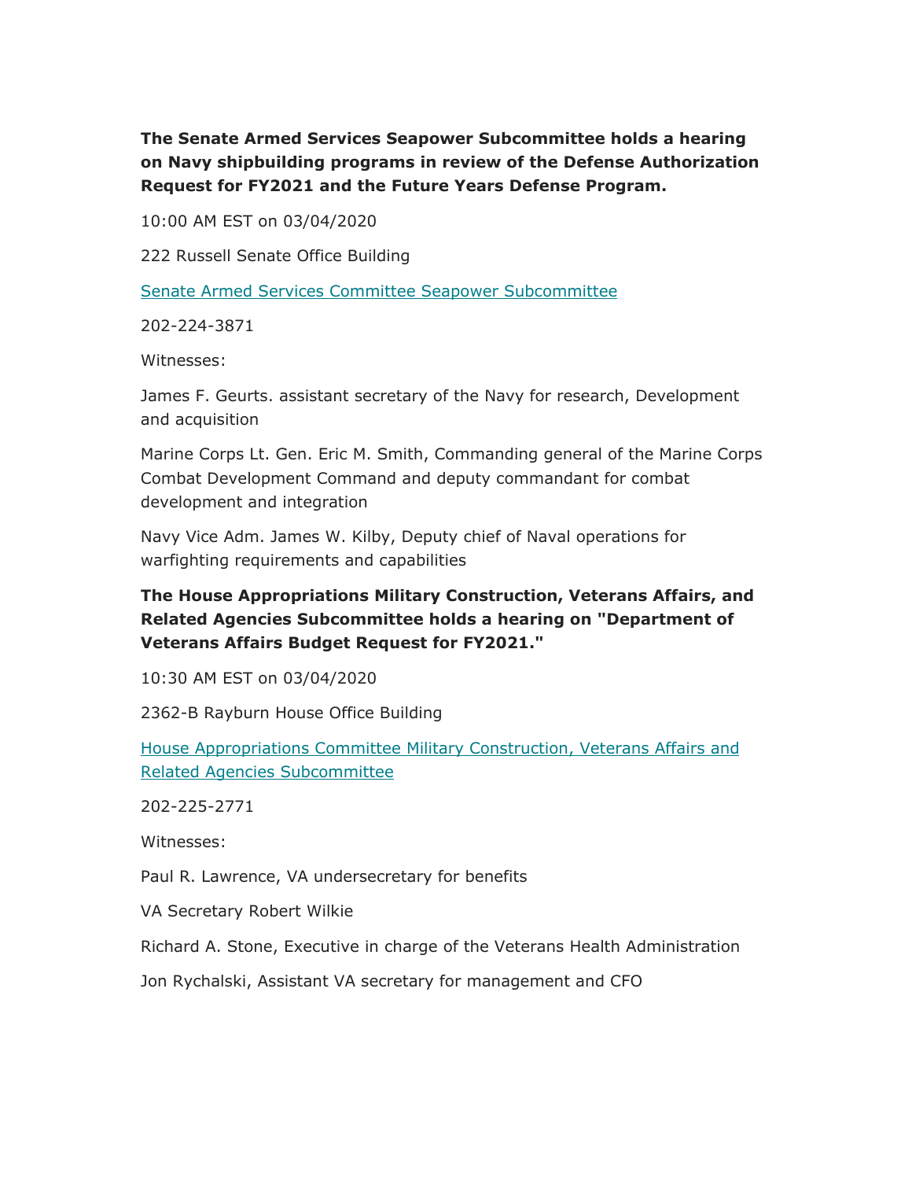**The Senate Armed Services Seapower Subcommittee holds a hearing on Navy shipbuilding programs in review of the Defense Authorization Request for FY2021 and the Future Years Defense Program.**

10:00 AM EST on 03/04/2020

222 Russell Senate Office Building

Senate Armed Services Committee Seapower Subcommittee

202-224-3871

Witnesses:

James F. Geurts. assistant secretary of the Navy for research, Development and acquisition

Marine Corps Lt. Gen. Eric M. Smith, Commanding general of the Marine Corps Combat Development Command and deputy commandant for combat development and integration

Navy Vice Adm. James W. Kilby, Deputy chief of Naval operations for warfighting requirements and capabilities

**The House Appropriations Military Construction, Veterans Affairs, and Related Agencies Subcommittee holds a hearing on "Department of Veterans Affairs Budget Request for FY2021."**

10:30 AM EST on 03/04/2020

2362-B Rayburn House Office Building

House Appropriations Committee Military Construction, Veterans Affairs and Related Agencies Subcommittee

202-225-2771

Witnesses:

Paul R. Lawrence, VA undersecretary for benefits

VA Secretary Robert Wilkie

Richard A. Stone, Executive in charge of the Veterans Health Administration

Jon Rychalski, Assistant VA secretary for management and CFO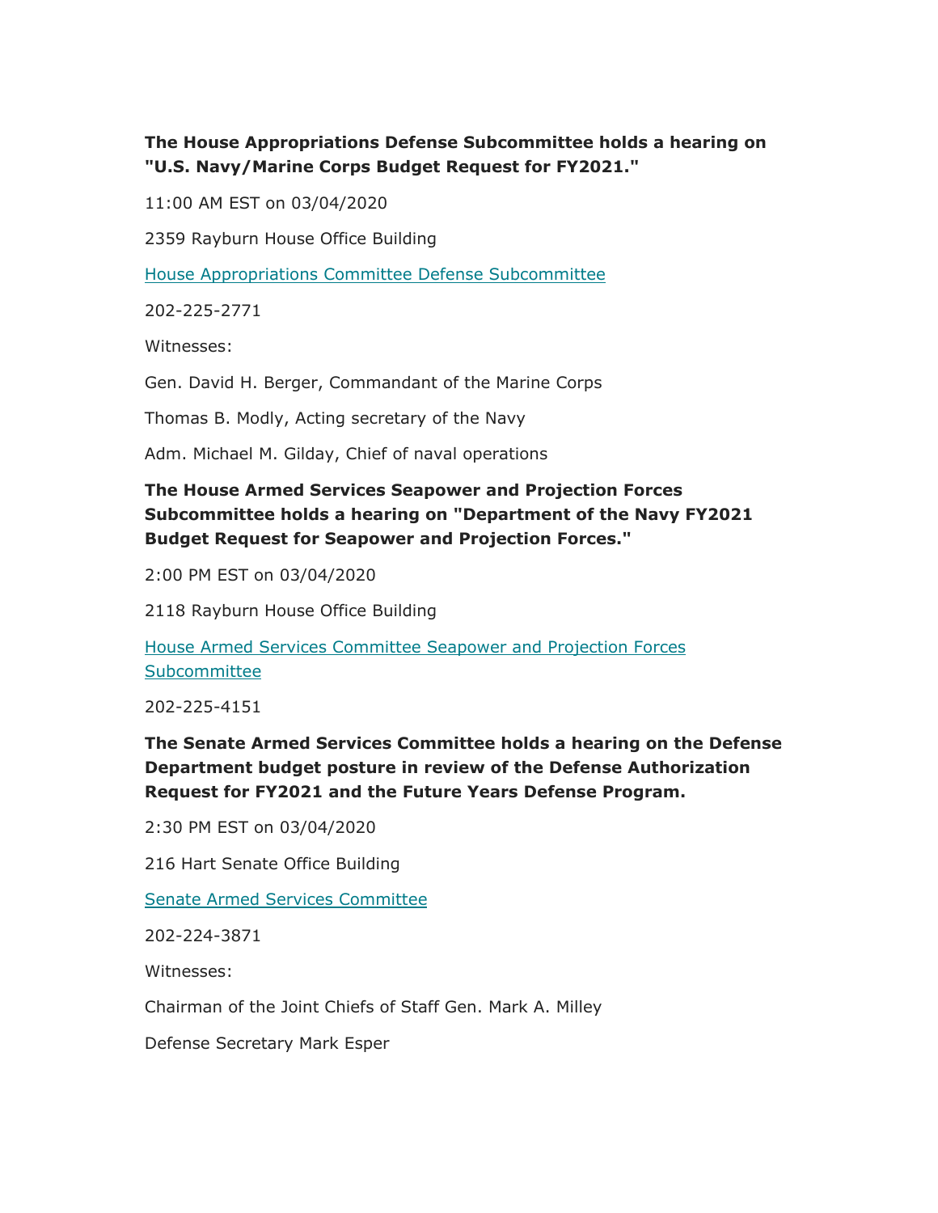**The House Appropriations Defense Subcommittee holds a hearing on "U.S. Navy/Marine Corps Budget Request for FY2021."**

11:00 AM EST on 03/04/2020

2359 Rayburn House Office Building

House Appropriations Committee Defense Subcommittee

202-225-2771

Witnesses:

Gen. David H. Berger, Commandant of the Marine Corps

Thomas B. Modly, Acting secretary of the Navy

Adm. Michael M. Gilday, Chief of naval operations

**The House Armed Services Seapower and Projection Forces Subcommittee holds a hearing on "Department of the Navy FY2021 Budget Request for Seapower and Projection Forces."**

2:00 PM EST on 03/04/2020

2118 Rayburn House Office Building

House Armed Services Committee Seapower and Projection Forces Subcommittee

202-225-4151

**The Senate Armed Services Committee holds a hearing on the Defense Department budget posture in review of the Defense Authorization Request for FY2021 and the Future Years Defense Program.**

2:30 PM EST on 03/04/2020

216 Hart Senate Office Building

Senate Armed Services Committee

202-224-3871

Witnesses:

Chairman of the Joint Chiefs of Staff Gen. Mark A. Milley

Defense Secretary Mark Esper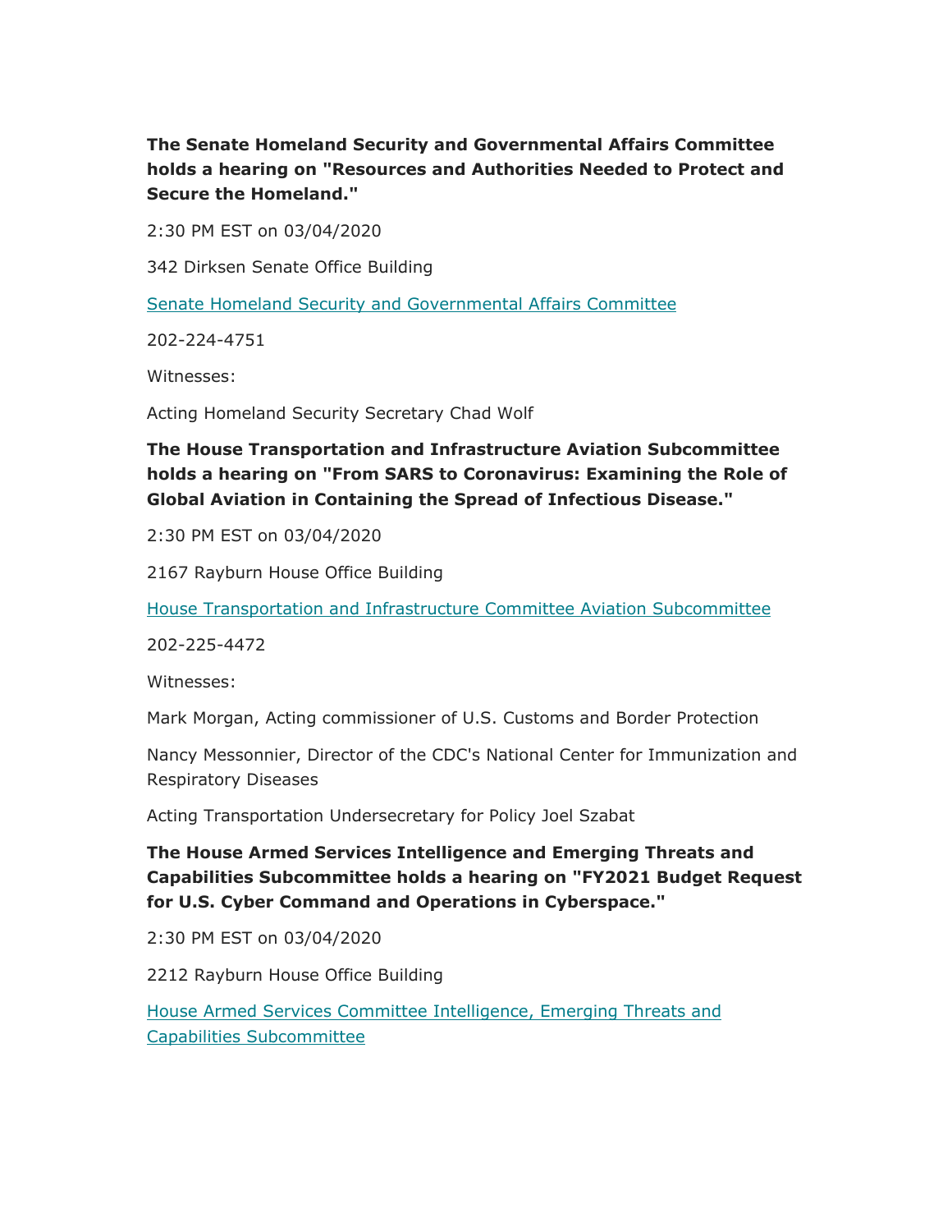**The Senate Homeland Security and Governmental Affairs Committee holds a hearing on "Resources and Authorities Needed to Protect and Secure the Homeland."**

2:30 PM EST on 03/04/2020

342 Dirksen Senate Office Building

Senate Homeland Security and Governmental Affairs Committee

202-224-4751

Witnesses:

Acting Homeland Security Secretary Chad Wolf

**The House Transportation and Infrastructure Aviation Subcommittee holds a hearing on "From SARS to Coronavirus: Examining the Role of Global Aviation in Containing the Spread of Infectious Disease."**

2:30 PM EST on 03/04/2020

2167 Rayburn House Office Building

House Transportation and Infrastructure Committee Aviation Subcommittee

202-225-4472

Witnesses:

Mark Morgan, Acting commissioner of U.S. Customs and Border Protection

Nancy Messonnier, Director of the CDC's National Center for Immunization and Respiratory Diseases

Acting Transportation Undersecretary for Policy Joel Szabat

**The House Armed Services Intelligence and Emerging Threats and Capabilities Subcommittee holds a hearing on "FY2021 Budget Request for U.S. Cyber Command and Operations in Cyberspace."**

2:30 PM EST on 03/04/2020

2212 Rayburn House Office Building

House Armed Services Committee Intelligence, Emerging Threats and Capabilities Subcommittee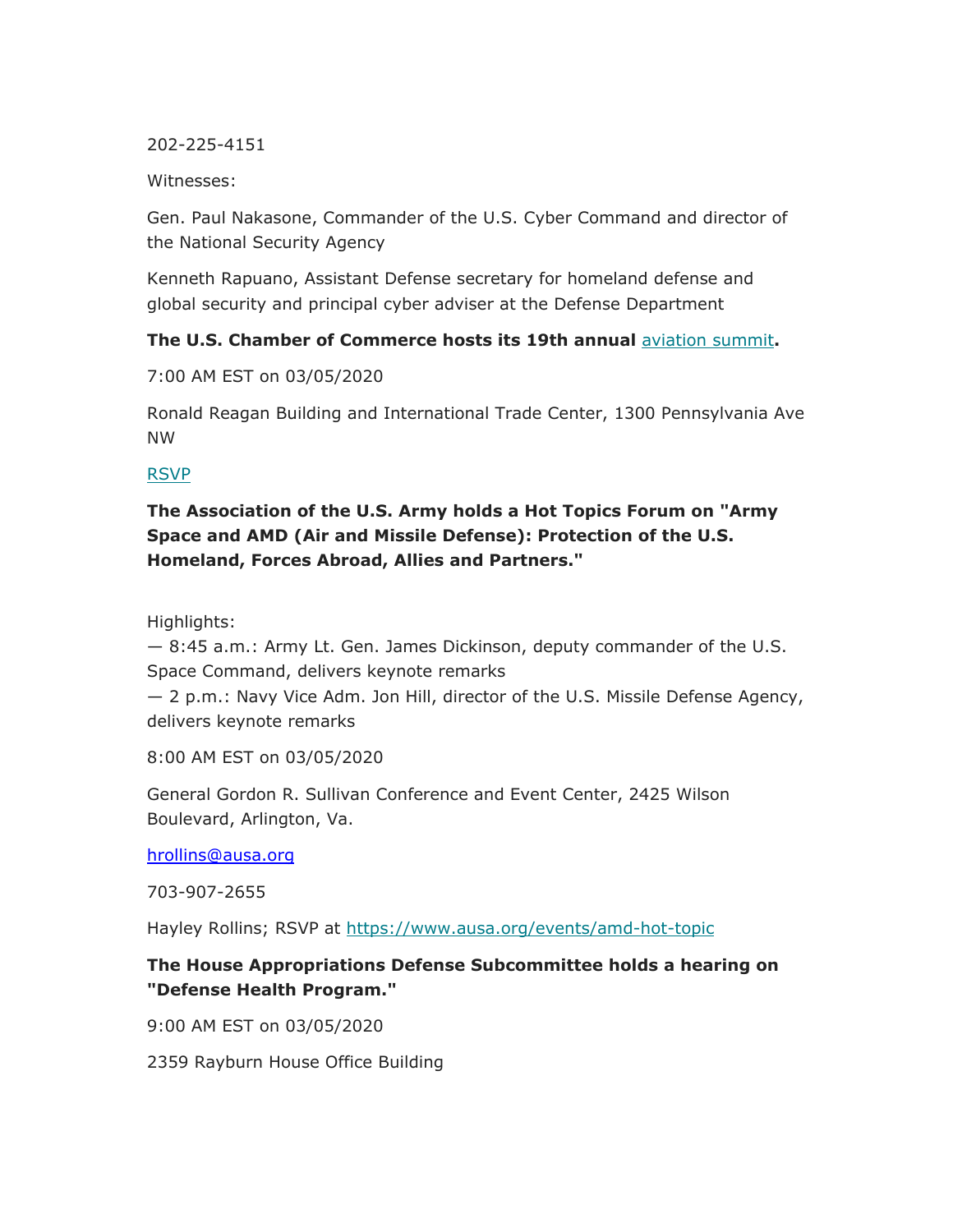202-225-4151

Witnesses:

Gen. Paul Nakasone, Commander of the U.S. Cyber Command and director of the National Security Agency

Kenneth Rapuano, Assistant Defense secretary for homeland defense and global security and principal cyber adviser at the Defense Department

**The U.S. Chamber of Commerce hosts its 19th annual aviation summit.**

7:00 AM EST on 03/05/2020

Ronald Reagan Building and International Trade Center, 1300 Pennsylvania Ave NW

RSVP

**The Association of the U.S. Army holds a Hot Topics Forum on "Army Space and AMD (Air and Missile Defense): Protection of the U.S. Homeland, Forces Abroad, Allies and Partners."**

Highlights:
— 8:45 a.m.: Army Lt. Gen. James Dickinson, deputy commander of the U.S. Space Command, delivers keynote remarks
— 2 p.m.: Navy Vice Adm. Jon Hill, director of the U.S. Missile Defense Agency, delivers keynote remarks

8:00 AM EST on 03/05/2020

General Gordon R. Sullivan Conference and Event Center, 2425 Wilson Boulevard, Arlington, Va.

hrollins@ausa.org

703-907-2655

Hayley Rollins; RSVP at https://www.ausa.org/events/amd-hot-topic

**The House Appropriations Defense Subcommittee holds a hearing on "Defense Health Program."**

9:00 AM EST on 03/05/2020

2359 Rayburn House Office Building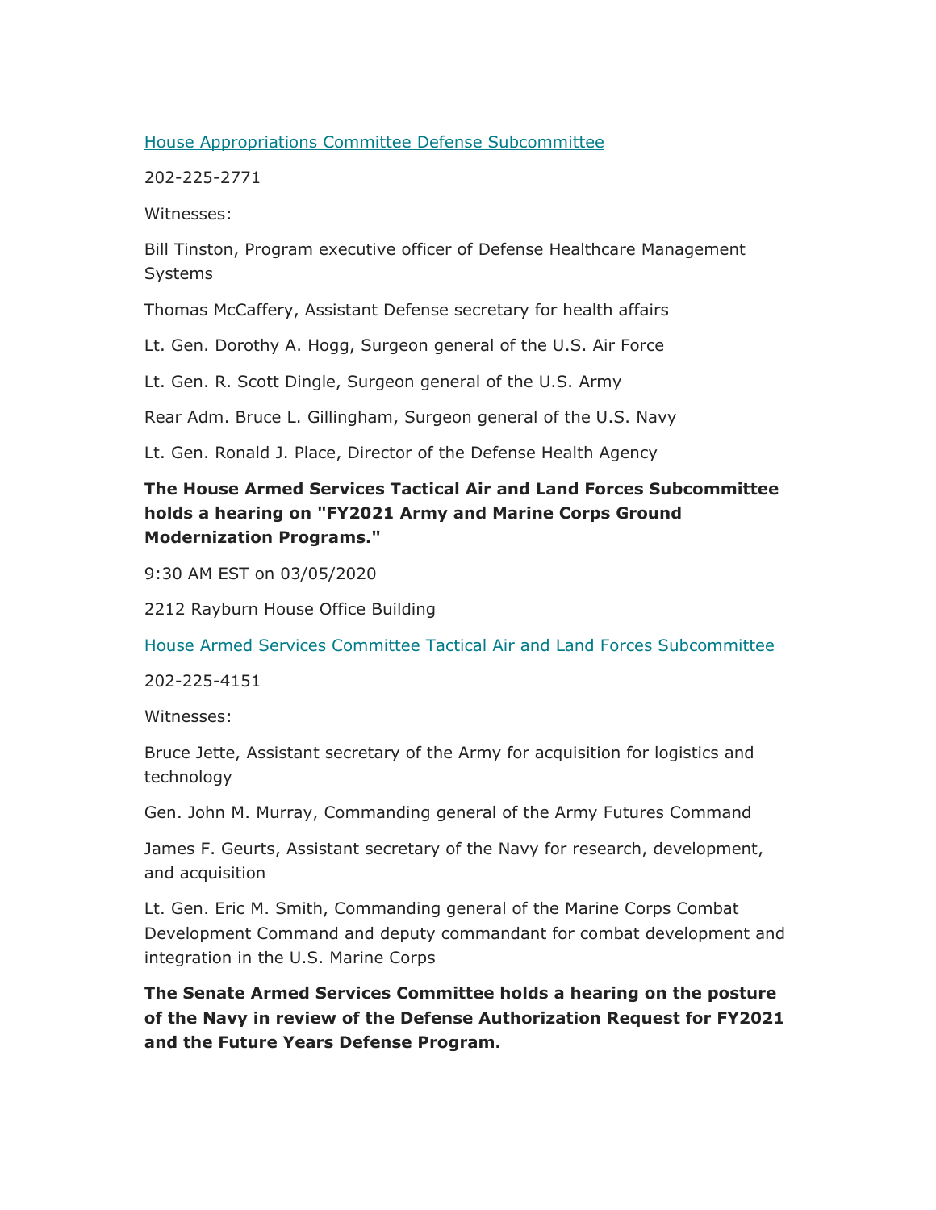[House Appropriations Committee Defense Subcommittee]

202-225-2771

Witnesses:

Bill Tinston, Program executive officer of Defense Healthcare Management Systems

Thomas McCaffery, Assistant Defense secretary for health affairs

Lt. Gen. Dorothy A. Hogg, Surgeon general of the U.S. Air Force

Lt. Gen. R. Scott Dingle, Surgeon general of the U.S. Army

Rear Adm. Bruce L. Gillingham, Surgeon general of the U.S. Navy

Lt. Gen. Ronald J. Place, Director of the Defense Health Agency

**The House Armed Services Tactical Air and Land Forces Subcommittee holds a hearing on "FY2021 Army and Marine Corps Ground Modernization Programs."**

9:30 AM EST on 03/05/2020

2212 Rayburn House Office Building

[House Armed Services Committee Tactical Air and Land Forces Subcommittee]

202-225-4151

Witnesses:

Bruce Jette, Assistant secretary of the Army for acquisition for logistics and technology

Gen. John M. Murray, Commanding general of the Army Futures Command

James F. Geurts, Assistant secretary of the Navy for research, development, and acquisition

Lt. Gen. Eric M. Smith, Commanding general of the Marine Corps Combat Development Command and deputy commandant for combat development and integration in the U.S. Marine Corps

**The Senate Armed Services Committee holds a hearing on the posture of the Navy in review of the Defense Authorization Request for FY2021 and the Future Years Defense Program.**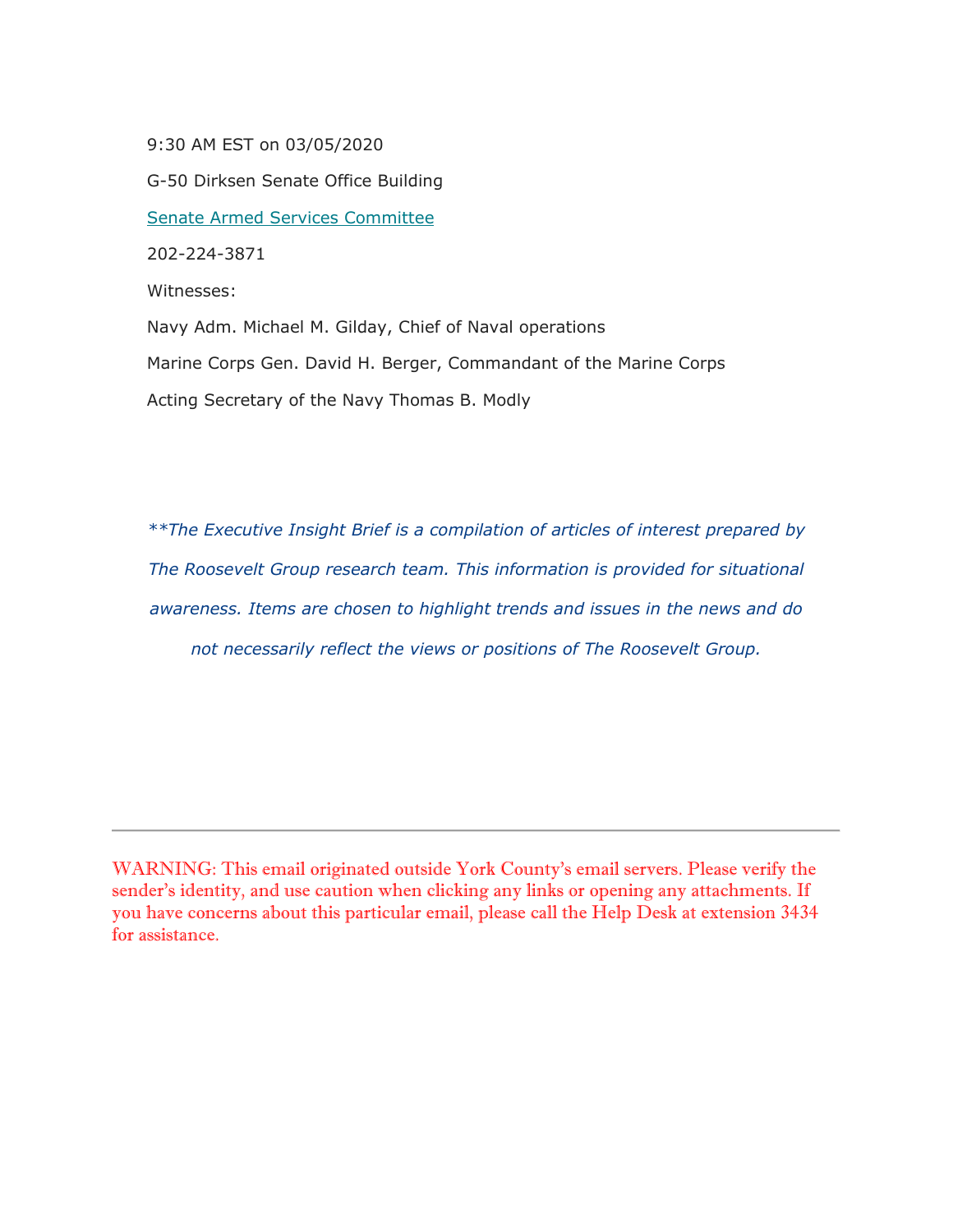9:30 AM EST on 03/05/2020

G-50 Dirksen Senate Office Building

Senate Armed Services Committee

202-224-3871

Witnesses:

Navy Adm. Michael M. Gilday, Chief of Naval operations

Marine Corps Gen. David H. Berger, Commandant of the Marine Corps

Acting Secretary of the Navy Thomas B. Modly

*\*\*The Executive Insight Brief is a compilation of articles of interest prepared by The Roosevelt Group research team. This information is provided for situational awareness. Items are chosen to highlight trends and issues in the news and do not necessarily reflect the views or positions of The Roosevelt Group.*

---

WARNING: This email originated outside York County's email servers. Please verify the sender's identity, and use caution when clicking any links or opening any attachments. If you have concerns about this particular email, please call the Help Desk at extension 3434 for assistance.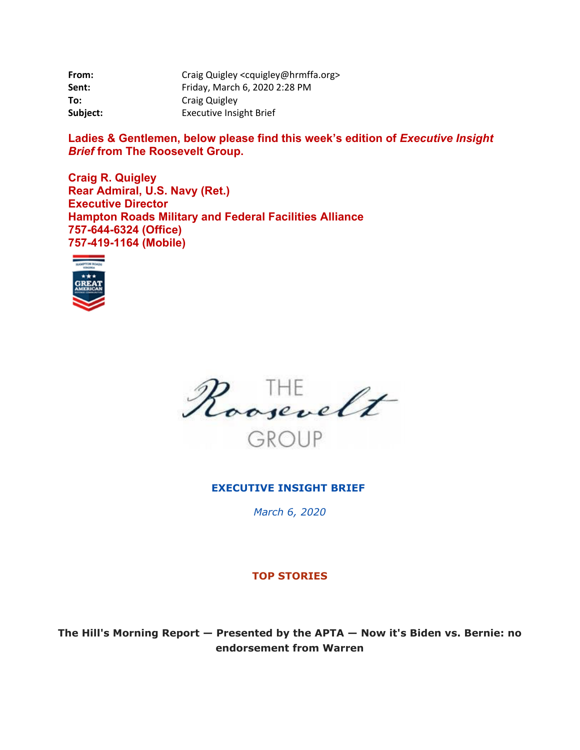| | |
|---|---|
| **From:** | Craig Quigley <cquigley@hrmffa.org> |
| **Sent:** | Friday, March 6, 2020 2:28 PM |
| **To:** | Craig Quigley |
| **Subject:** | Executive Insight Brief |

**Ladies & Gentlemen, below please find this week's edition of *Executive Insight Brief* from The Roosevelt Group.**

**Craig R. Quigley**
**Rear Admiral, U.S. Navy (Ret.)**
**Executive Director**
**Hampton Roads Military and Federal Facilities Alliance**
**757-644-6324 (Office)**
**757-419-1164 (Mobile)**

THE Roosevelt GROUP

**EXECUTIVE INSIGHT BRIEF**

*March 6, 2020*

**TOP STORIES**

**The Hill's Morning Report — Presented by the APTA — Now it's Biden vs. Bernie: no endorsement from Warren**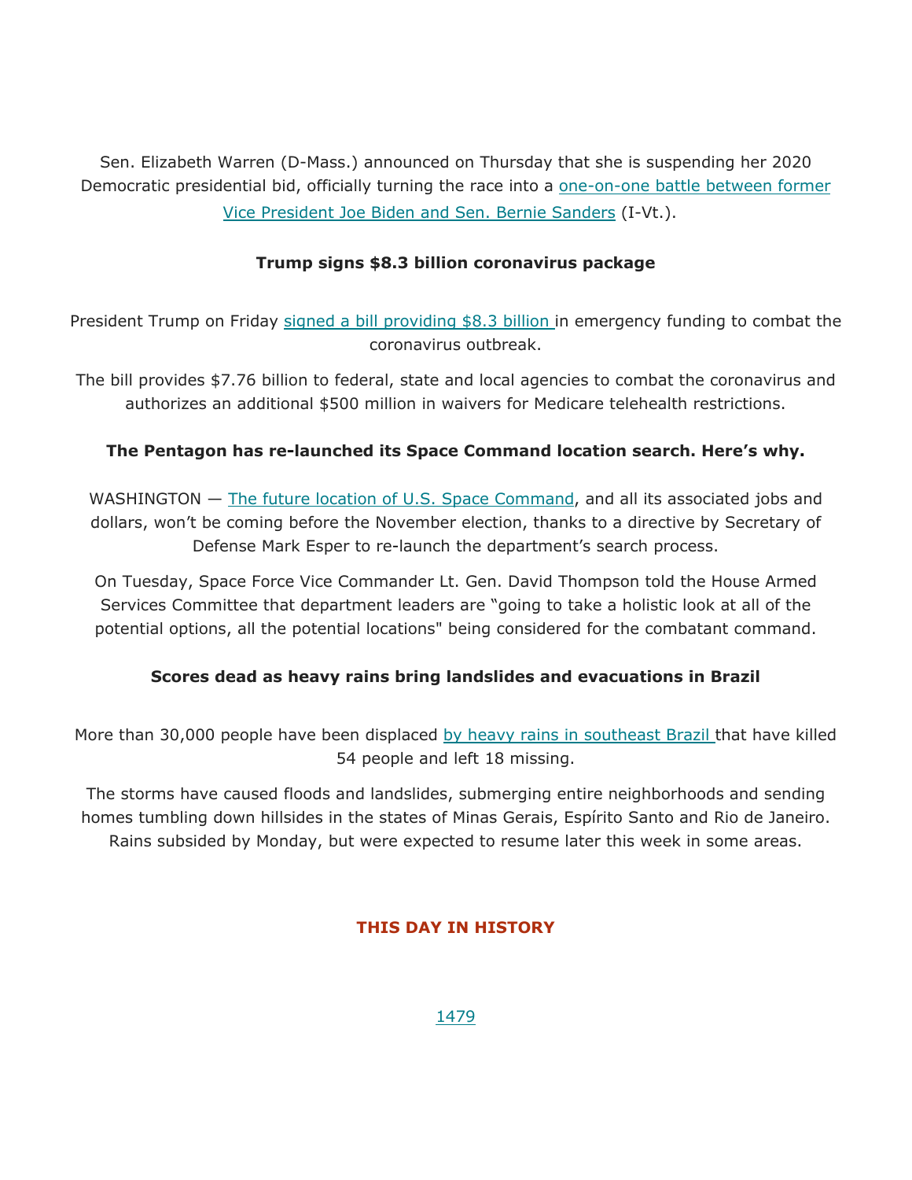Sen. Elizabeth Warren (D-Mass.) announced on Thursday that she is suspending her 2020 Democratic presidential bid, officially turning the race into a one-on-one battle between former Vice President Joe Biden and Sen. Bernie Sanders (I-Vt.).

**Trump signs $8.3 billion coronavirus package**

President Trump on Friday signed a bill providing $8.3 billion in emergency funding to combat the coronavirus outbreak.

The bill provides $7.76 billion to federal, state and local agencies to combat the coronavirus and authorizes an additional $500 million in waivers for Medicare telehealth restrictions.

**The Pentagon has re-launched its Space Command location search. Here's why.**

WASHINGTON — The future location of U.S. Space Command, and all its associated jobs and dollars, won't be coming before the November election, thanks to a directive by Secretary of Defense Mark Esper to re-launch the department's search process.

On Tuesday, Space Force Vice Commander Lt. Gen. David Thompson told the House Armed Services Committee that department leaders are "going to take a holistic look at all of the potential options, all the potential locations" being considered for the combatant command.

**Scores dead as heavy rains bring landslides and evacuations in Brazil**

More than 30,000 people have been displaced by heavy rains in southeast Brazil that have killed 54 people and left 18 missing.

The storms have caused floods and landslides, submerging entire neighborhoods and sending homes tumbling down hillsides in the states of Minas Gerais, Espírito Santo and Rio de Janeiro. Rains subsided by Monday, but were expected to resume later this week in some areas.

**THIS DAY IN HISTORY**

1479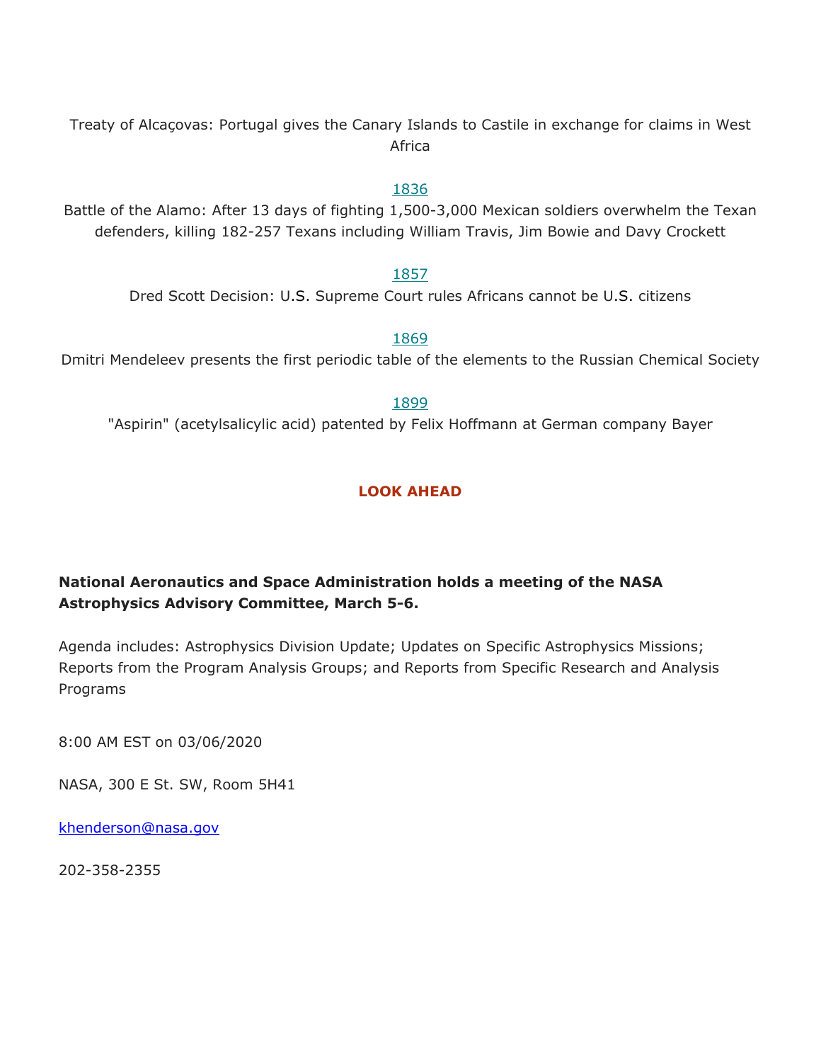Treaty of Alcaçovas: Portugal gives the Canary Islands to Castile in exchange for claims in West Africa

[1836](#)

Battle of the Alamo: After 13 days of fighting 1,500-3,000 Mexican soldiers overwhelm the Texan defenders, killing 182-257 Texans including William Travis, Jim Bowie and Davy Crockett

[1857](#)

Dred Scott Decision: U.S. Supreme Court rules Africans cannot be U.S. citizens

[1869](#)

Dmitri Mendeleev presents the first periodic table of the elements to the Russian Chemical Society

[1899](#)

"Aspirin" (acetylsalicylic acid) patented by Felix Hoffmann at German company Bayer

## LOOK AHEAD

**National Aeronautics and Space Administration holds a meeting of the NASA Astrophysics Advisory Committee, March 5-6.**

Agenda includes: Astrophysics Division Update; Updates on Specific Astrophysics Missions; Reports from the Program Analysis Groups; and Reports from Specific Research and Analysis Programs

8:00 AM EST on 03/06/2020

NASA, 300 E St. SW, Room 5H41

khenderson@nasa.gov

202-358-2355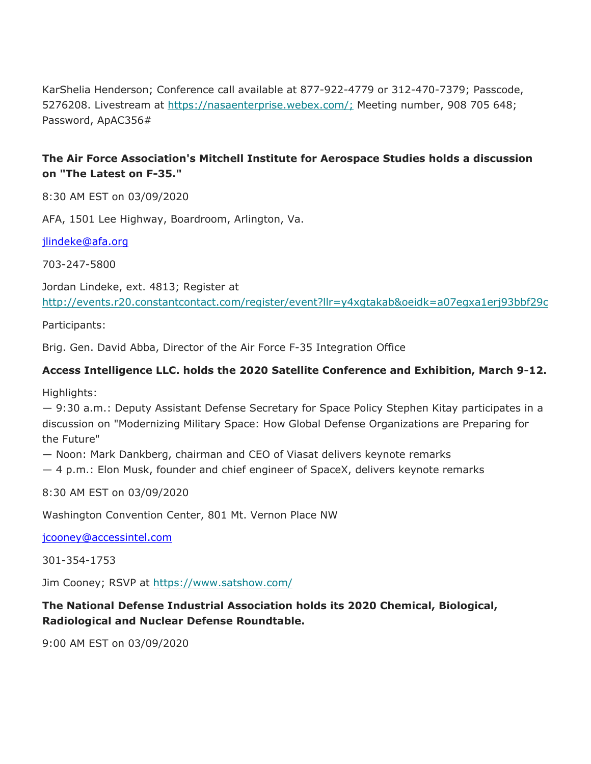KarShelia Henderson; Conference call available at 877-922-4779 or 312-470-7379; Passcode, 5276208. Livestream at https://nasaenterprise.webex.com/; Meeting number, 908 705 648; Password, ApAC356#

**The Air Force Association's Mitchell Institute for Aerospace Studies holds a discussion on "The Latest on F-35."**

8:30 AM EST on 03/09/2020

AFA, 1501 Lee Highway, Boardroom, Arlington, Va.

jlindeke@afa.org

703-247-5800

Jordan Lindeke, ext. 4813; Register at http://events.r20.constantcontact.com/register/event?llr=y4xgtakab&oeidk=a07egxa1erj93bbf29c

Participants:

Brig. Gen. David Abba, Director of the Air Force F-35 Integration Office

**Access Intelligence LLC. holds the 2020 Satellite Conference and Exhibition, March 9-12.**

Highlights:
— 9:30 a.m.: Deputy Assistant Defense Secretary for Space Policy Stephen Kitay participates in a discussion on "Modernizing Military Space: How Global Defense Organizations are Preparing for the Future"
— Noon: Mark Dankberg, chairman and CEO of Viasat delivers keynote remarks
— 4 p.m.: Elon Musk, founder and chief engineer of SpaceX, delivers keynote remarks

8:30 AM EST on 03/09/2020

Washington Convention Center, 801 Mt. Vernon Place NW

jcooney@accessintel.com

301-354-1753

Jim Cooney; RSVP at https://www.satshow.com/

**The National Defense Industrial Association holds its 2020 Chemical, Biological, Radiological and Nuclear Defense Roundtable.**

9:00 AM EST on 03/09/2020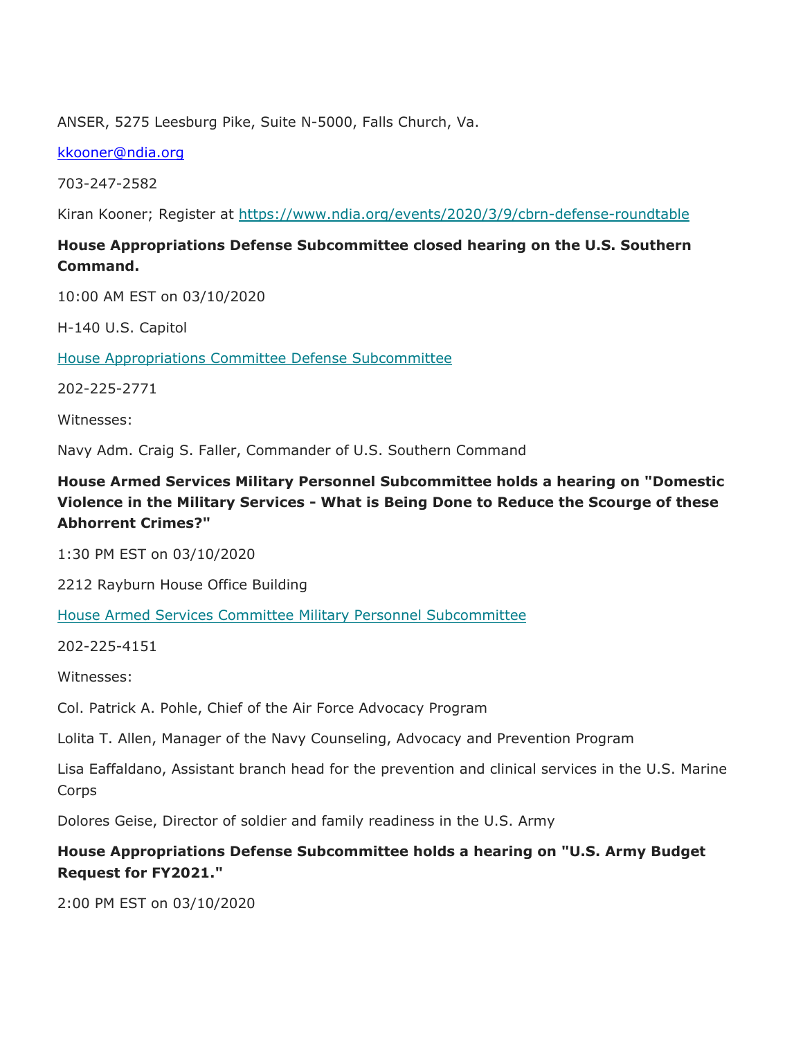ANSER, 5275 Leesburg Pike, Suite N-5000, Falls Church, Va.

kkooner@ndia.org

703-247-2582

Kiran Kooner; Register at https://www.ndia.org/events/2020/3/9/cbrn-defense-roundtable

**House Appropriations Defense Subcommittee closed hearing on the U.S. Southern Command.**

10:00 AM EST on 03/10/2020

H-140 U.S. Capitol

House Appropriations Committee Defense Subcommittee

202-225-2771

Witnesses:

Navy Adm. Craig S. Faller, Commander of U.S. Southern Command

**House Armed Services Military Personnel Subcommittee holds a hearing on "Domestic Violence in the Military Services - What is Being Done to Reduce the Scourge of these Abhorrent Crimes?"**

1:30 PM EST on 03/10/2020

2212 Rayburn House Office Building

House Armed Services Committee Military Personnel Subcommittee

202-225-4151

Witnesses:

Col. Patrick A. Pohle, Chief of the Air Force Advocacy Program

Lolita T. Allen, Manager of the Navy Counseling, Advocacy and Prevention Program

Lisa Eaffaldano, Assistant branch head for the prevention and clinical services in the U.S. Marine Corps

Dolores Geise, Director of soldier and family readiness in the U.S. Army

**House Appropriations Defense Subcommittee holds a hearing on "U.S. Army Budget Request for FY2021."**

2:00 PM EST on 03/10/2020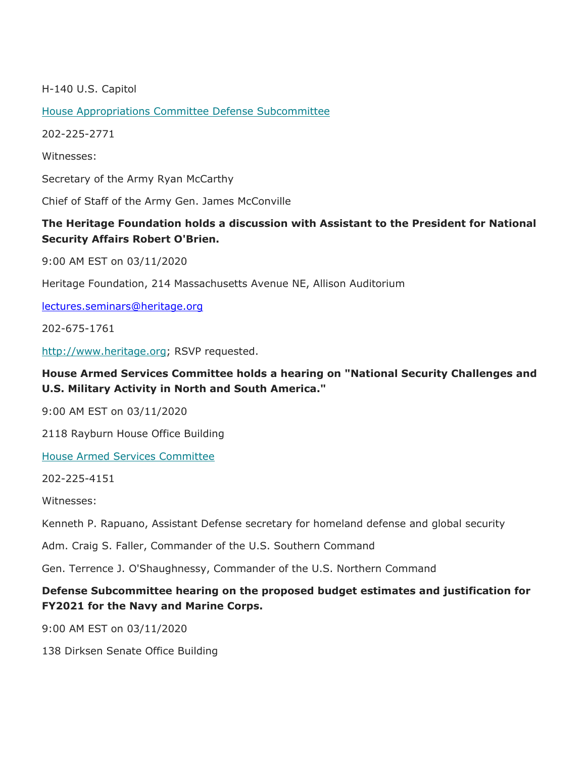H-140 U.S. Capitol

[House Appropriations Committee Defense Subcommittee]()

202-225-2771

Witnesses:

Secretary of the Army Ryan McCarthy

Chief of Staff of the Army Gen. James McConville

**The Heritage Foundation holds a discussion with Assistant to the President for National Security Affairs Robert O'Brien.**

9:00 AM EST on 03/11/2020

Heritage Foundation, 214 Massachusetts Avenue NE, Allison Auditorium

[lectures.seminars@heritage.org](mailto:lectures.seminars@heritage.org)

202-675-1761

[http://www.heritage.org](http://www.heritage.org); RSVP requested.

**House Armed Services Committee holds a hearing on "National Security Challenges and U.S. Military Activity in North and South America."**

9:00 AM EST on 03/11/2020

2118 Rayburn House Office Building

[House Armed Services Committee]()

202-225-4151

Witnesses:

Kenneth P. Rapuano, Assistant Defense secretary for homeland defense and global security

Adm. Craig S. Faller, Commander of the U.S. Southern Command

Gen. Terrence J. O'Shaughnessy, Commander of the U.S. Northern Command

**Defense Subcommittee hearing on the proposed budget estimates and justification for FY2021 for the Navy and Marine Corps.**

9:00 AM EST on 03/11/2020

138 Dirksen Senate Office Building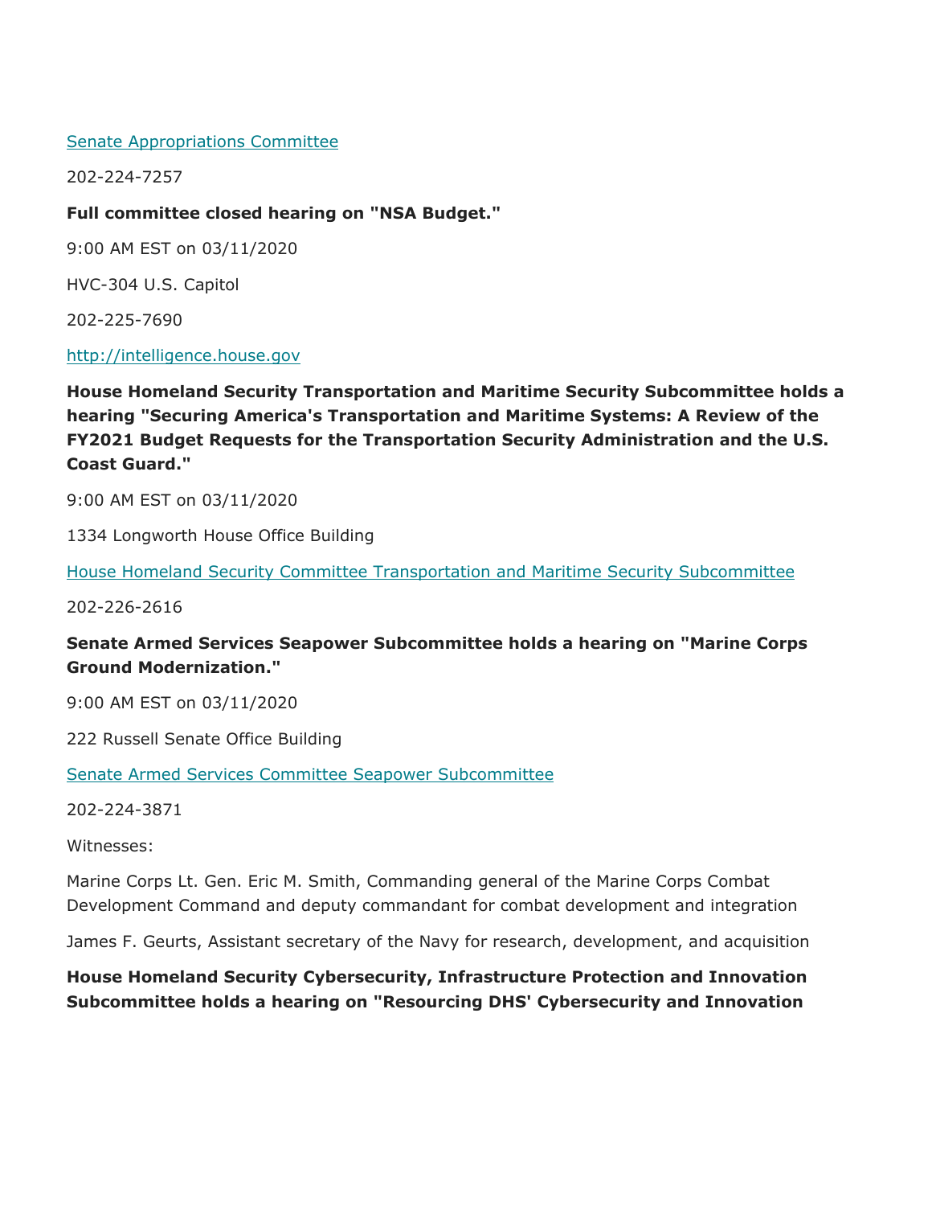[Senate Appropriations Committee](#)

202-224-7257

**Full committee closed hearing on "NSA Budget."**

9:00 AM EST on 03/11/2020

HVC-304 U.S. Capitol

202-225-7690

[http://intelligence.house.gov](http://intelligence.house.gov)

**House Homeland Security Transportation and Maritime Security Subcommittee holds a hearing "Securing America's Transportation and Maritime Systems: A Review of the FY2021 Budget Requests for the Transportation Security Administration and the U.S. Coast Guard."**

9:00 AM EST on 03/11/2020

1334 Longworth House Office Building

[House Homeland Security Committee Transportation and Maritime Security Subcommittee](#)

202-226-2616

**Senate Armed Services Seapower Subcommittee holds a hearing on "Marine Corps Ground Modernization."**

9:00 AM EST on 03/11/2020

222 Russell Senate Office Building

[Senate Armed Services Committee Seapower Subcommittee](#)

202-224-3871

Witnesses:

Marine Corps Lt. Gen. Eric M. Smith, Commanding general of the Marine Corps Combat Development Command and deputy commandant for combat development and integration

James F. Geurts, Assistant secretary of the Navy for research, development, and acquisition

**House Homeland Security Cybersecurity, Infrastructure Protection and Innovation Subcommittee holds a hearing on "Resourcing DHS' Cybersecurity and Innovation**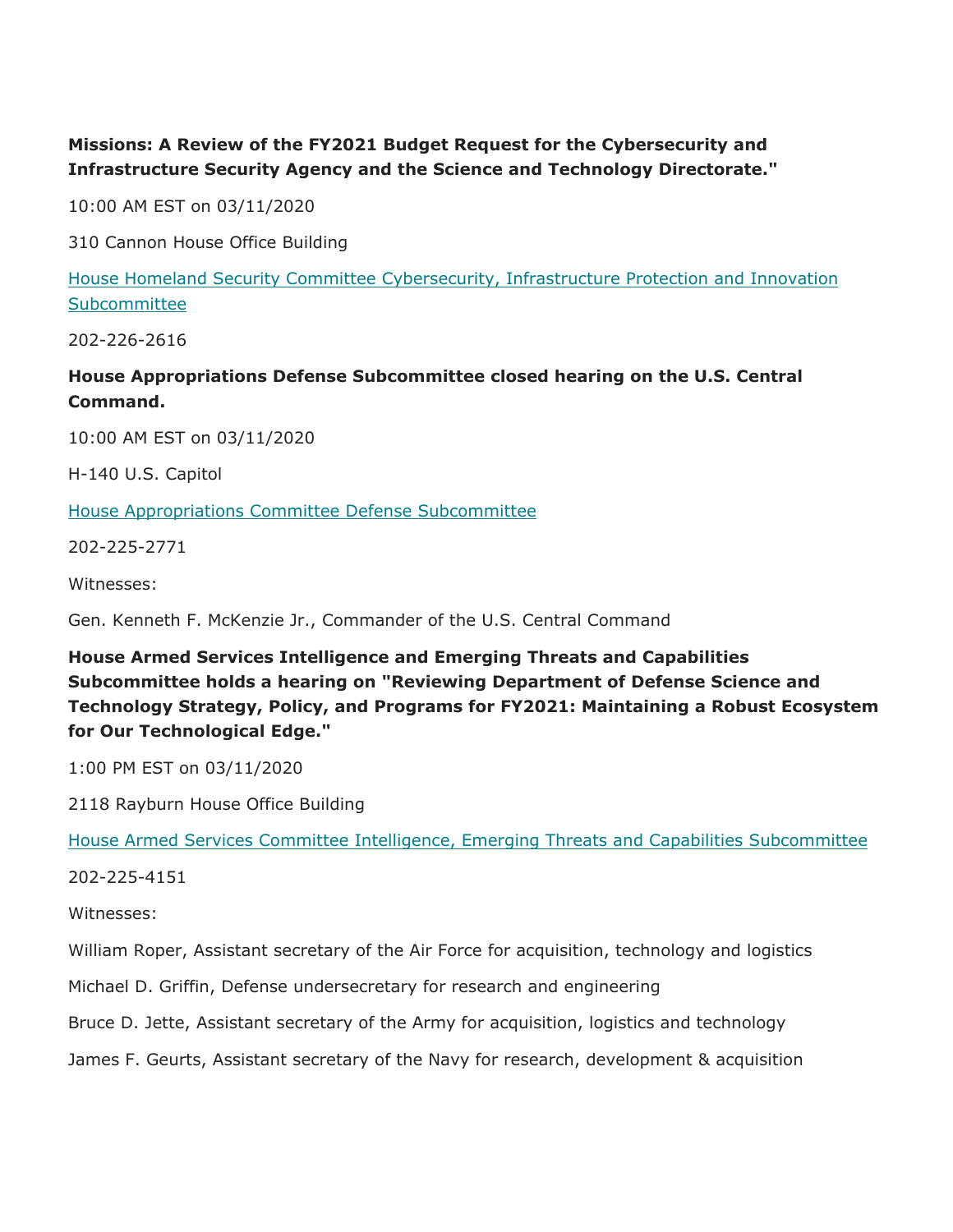**Missions: A Review of the FY2021 Budget Request for the Cybersecurity and Infrastructure Security Agency and the Science and Technology Directorate."**

10:00 AM EST on 03/11/2020

310 Cannon House Office Building

[House Homeland Security Committee Cybersecurity, Infrastructure Protection and Innovation Subcommittee]

202-226-2616

**House Appropriations Defense Subcommittee closed hearing on the U.S. Central Command.**

10:00 AM EST on 03/11/2020

H-140 U.S. Capitol

[House Appropriations Committee Defense Subcommittee]

202-225-2771

Witnesses:

Gen. Kenneth F. McKenzie Jr., Commander of the U.S. Central Command

**House Armed Services Intelligence and Emerging Threats and Capabilities Subcommittee holds a hearing on "Reviewing Department of Defense Science and Technology Strategy, Policy, and Programs for FY2021: Maintaining a Robust Ecosystem for Our Technological Edge."**

1:00 PM EST on 03/11/2020

2118 Rayburn House Office Building

[House Armed Services Committee Intelligence, Emerging Threats and Capabilities Subcommittee]

202-225-4151

Witnesses:

William Roper, Assistant secretary of the Air Force for acquisition, technology and logistics

Michael D. Griffin, Defense undersecretary for research and engineering

Bruce D. Jette, Assistant secretary of the Army for acquisition, logistics and technology

James F. Geurts, Assistant secretary of the Navy for research, development & acquisition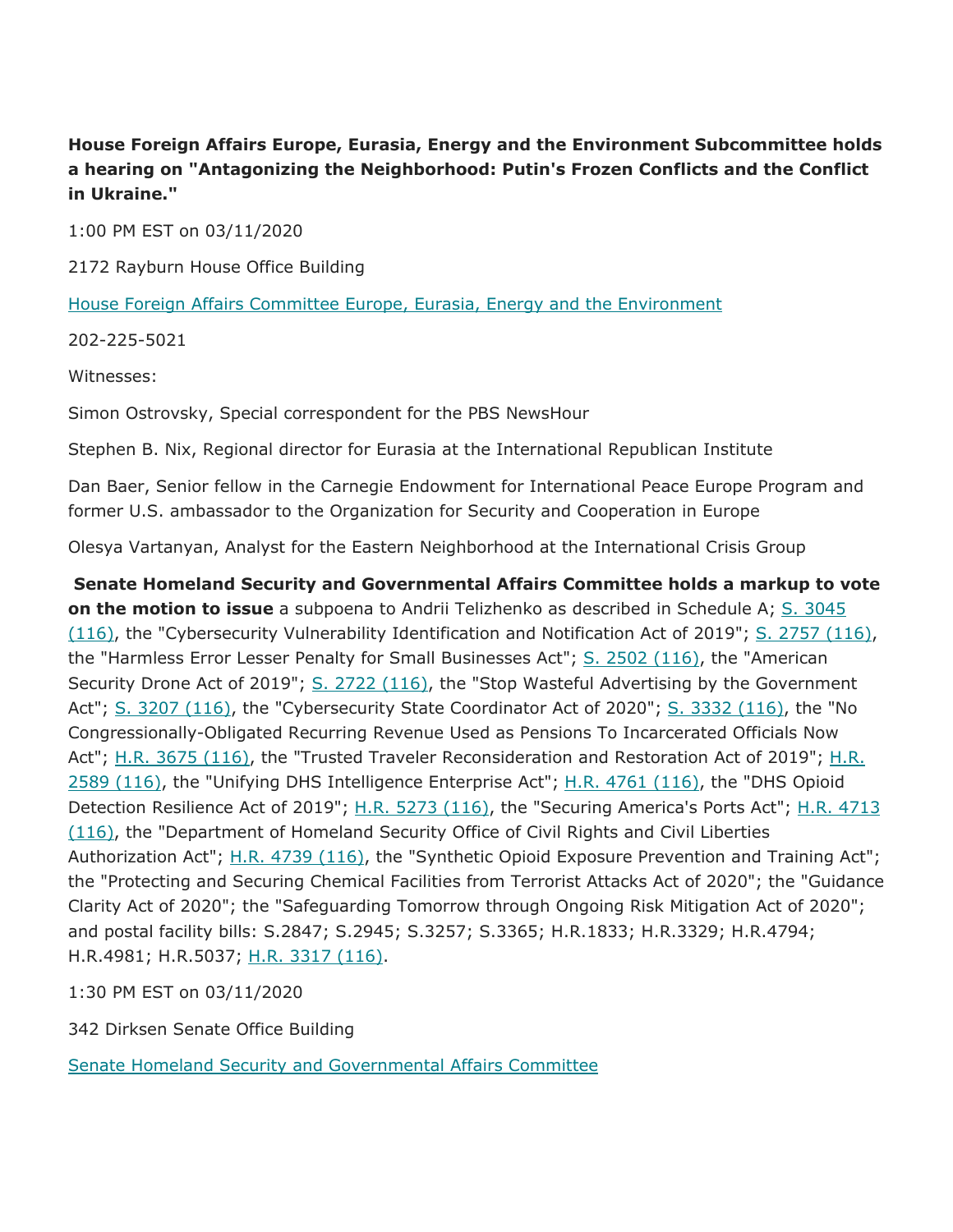**House Foreign Affairs Europe, Eurasia, Energy and the Environment Subcommittee holds a hearing on "Antagonizing the Neighborhood: Putin's Frozen Conflicts and the Conflict in Ukraine."**

1:00 PM EST on 03/11/2020

2172 Rayburn House Office Building

House Foreign Affairs Committee Europe, Eurasia, Energy and the Environment

202-225-5021

Witnesses:

Simon Ostrovsky, Special correspondent for the PBS NewsHour

Stephen B. Nix, Regional director for Eurasia at the International Republican Institute

Dan Baer, Senior fellow in the Carnegie Endowment for International Peace Europe Program and former U.S. ambassador to the Organization for Security and Cooperation in Europe

Olesya Vartanyan, Analyst for the Eastern Neighborhood at the International Crisis Group

**Senate Homeland Security and Governmental Affairs Committee holds a markup to vote on the motion to issue** a subpoena to Andrii Telizhenko as described in Schedule A; S. 3045 (116), the "Cybersecurity Vulnerability Identification and Notification Act of 2019"; S. 2757 (116), the "Harmless Error Lesser Penalty for Small Businesses Act"; S. 2502 (116), the "American Security Drone Act of 2019"; S. 2722 (116), the "Stop Wasteful Advertising by the Government Act"; S. 3207 (116), the "Cybersecurity State Coordinator Act of 2020"; S. 3332 (116), the "No Congressionally-Obligated Recurring Revenue Used as Pensions To Incarcerated Officials Now Act"; H.R. 3675 (116), the "Trusted Traveler Reconsideration and Restoration Act of 2019"; H.R. 2589 (116), the "Unifying DHS Intelligence Enterprise Act"; H.R. 4761 (116), the "DHS Opioid Detection Resilience Act of 2019"; H.R. 5273 (116), the "Securing America's Ports Act"; H.R. 4713 (116), the "Department of Homeland Security Office of Civil Rights and Civil Liberties Authorization Act"; H.R. 4739 (116), the "Synthetic Opioid Exposure Prevention and Training Act"; the "Protecting and Securing Chemical Facilities from Terrorist Attacks Act of 2020"; the "Guidance Clarity Act of 2020"; the "Safeguarding Tomorrow through Ongoing Risk Mitigation Act of 2020"; and postal facility bills: S.2847; S.2945; S.3257; S.3365; H.R.1833; H.R.3329; H.R.4794; H.R.4981; H.R.5037; H.R. 3317 (116).

1:30 PM EST on 03/11/2020

342 Dirksen Senate Office Building

Senate Homeland Security and Governmental Affairs Committee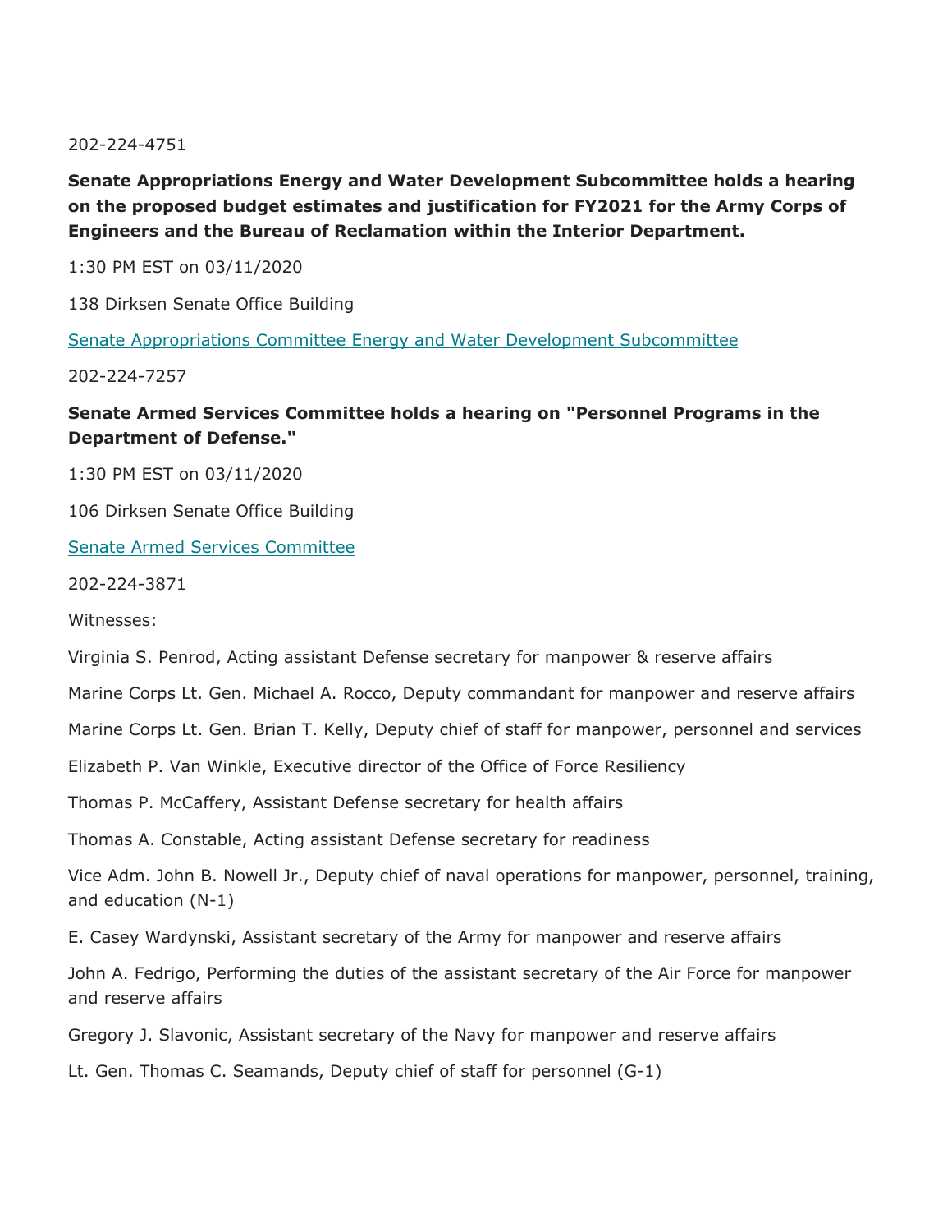202-224-4751

**Senate Appropriations Energy and Water Development Subcommittee holds a hearing on the proposed budget estimates and justification for FY2021 for the Army Corps of Engineers and the Bureau of Reclamation within the Interior Department.**

1:30 PM EST on 03/11/2020

138 Dirksen Senate Office Building

Senate Appropriations Committee Energy and Water Development Subcommittee

202-224-7257

**Senate Armed Services Committee holds a hearing on "Personnel Programs in the Department of Defense."**

1:30 PM EST on 03/11/2020

106 Dirksen Senate Office Building

Senate Armed Services Committee

202-224-3871

Witnesses:

Virginia S. Penrod, Acting assistant Defense secretary for manpower & reserve affairs

Marine Corps Lt. Gen. Michael A. Rocco, Deputy commandant for manpower and reserve affairs

Marine Corps Lt. Gen. Brian T. Kelly, Deputy chief of staff for manpower, personnel and services

Elizabeth P. Van Winkle, Executive director of the Office of Force Resiliency

Thomas P. McCaffery, Assistant Defense secretary for health affairs

Thomas A. Constable, Acting assistant Defense secretary for readiness

Vice Adm. John B. Nowell Jr., Deputy chief of naval operations for manpower, personnel, training, and education (N-1)

E. Casey Wardynski, Assistant secretary of the Army for manpower and reserve affairs

John A. Fedrigo, Performing the duties of the assistant secretary of the Air Force for manpower and reserve affairs

Gregory J. Slavonic, Assistant secretary of the Navy for manpower and reserve affairs

Lt. Gen. Thomas C. Seamands, Deputy chief of staff for personnel (G-1)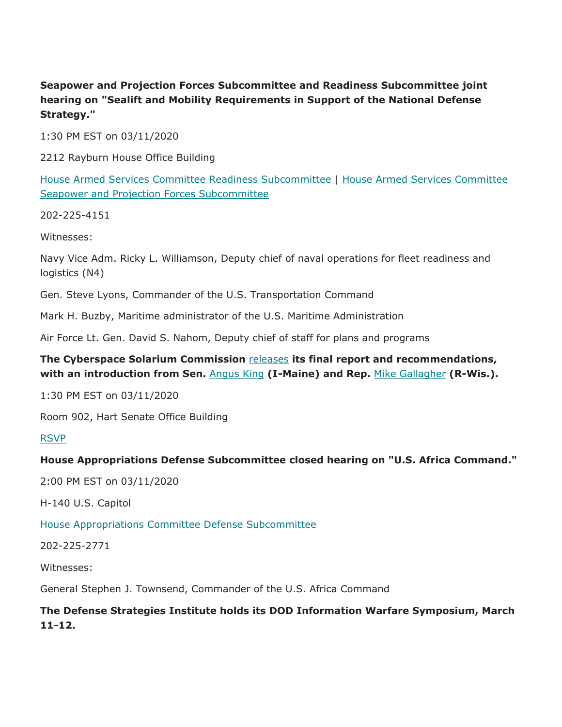**Seapower and Projection Forces Subcommittee and Readiness Subcommittee joint hearing on "Sealift and Mobility Requirements in Support of the National Defense Strategy."**

1:30 PM EST on 03/11/2020

2212 Rayburn House Office Building

House Armed Services Committee Readiness Subcommittee | House Armed Services Committee Seapower and Projection Forces Subcommittee

202-225-4151

Witnesses:

Navy Vice Adm. Ricky L. Williamson, Deputy chief of naval operations for fleet readiness and logistics (N4)

Gen. Steve Lyons, Commander of the U.S. Transportation Command

Mark H. Buzby, Maritime administrator of the U.S. Maritime Administration

Air Force Lt. Gen. David S. Nahom, Deputy chief of staff for plans and programs

**The Cyberspace Solarium Commission** releases **its final report and recommendations, with an introduction from Sen.** Angus King **(I-Maine) and Rep.** Mike Gallagher **(R-Wis.).**

1:30 PM EST on 03/11/2020

Room 902, Hart Senate Office Building

RSVP

**House Appropriations Defense Subcommittee closed hearing on "U.S. Africa Command."**

2:00 PM EST on 03/11/2020

H-140 U.S. Capitol

House Appropriations Committee Defense Subcommittee

202-225-2771

Witnesses:

General Stephen J. Townsend, Commander of the U.S. Africa Command

**The Defense Strategies Institute holds its DOD Information Warfare Symposium, March 11-12.**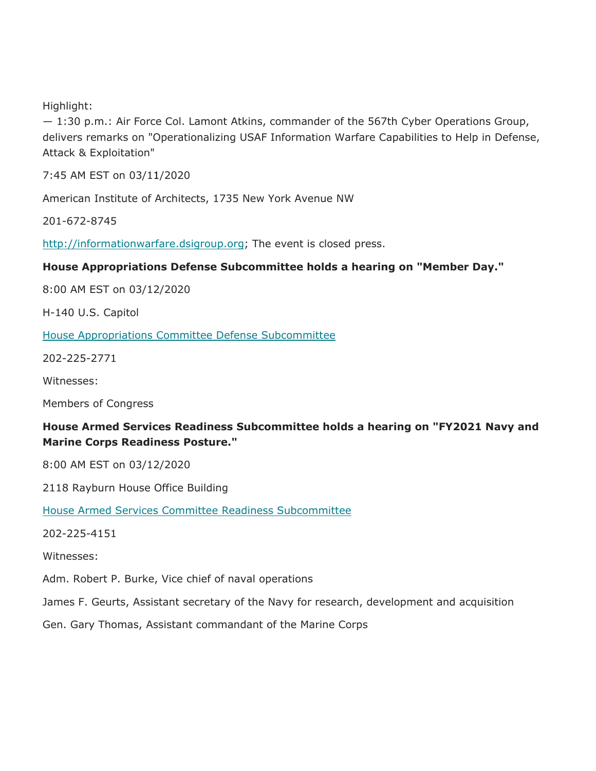Highlight:
— 1:30 p.m.: Air Force Col. Lamont Atkins, commander of the 567th Cyber Operations Group, delivers remarks on "Operationalizing USAF Information Warfare Capabilities to Help in Defense, Attack & Exploitation"

7:45 AM EST on 03/11/2020

American Institute of Architects, 1735 New York Avenue NW

201-672-8745

[http://informationwarfare.dsigroup.org](http://informationwarfare.dsigroup.org); The event is closed press.

**House Appropriations Defense Subcommittee holds a hearing on "Member Day."**

8:00 AM EST on 03/12/2020

H-140 U.S. Capitol

House Appropriations Committee Defense Subcommittee

202-225-2771

Witnesses:

Members of Congress

**House Armed Services Readiness Subcommittee holds a hearing on "FY2021 Navy and Marine Corps Readiness Posture."**

8:00 AM EST on 03/12/2020

2118 Rayburn House Office Building

House Armed Services Committee Readiness Subcommittee

202-225-4151

Witnesses:

Adm. Robert P. Burke, Vice chief of naval operations

James F. Geurts, Assistant secretary of the Navy for research, development and acquisition

Gen. Gary Thomas, Assistant commandant of the Marine Corps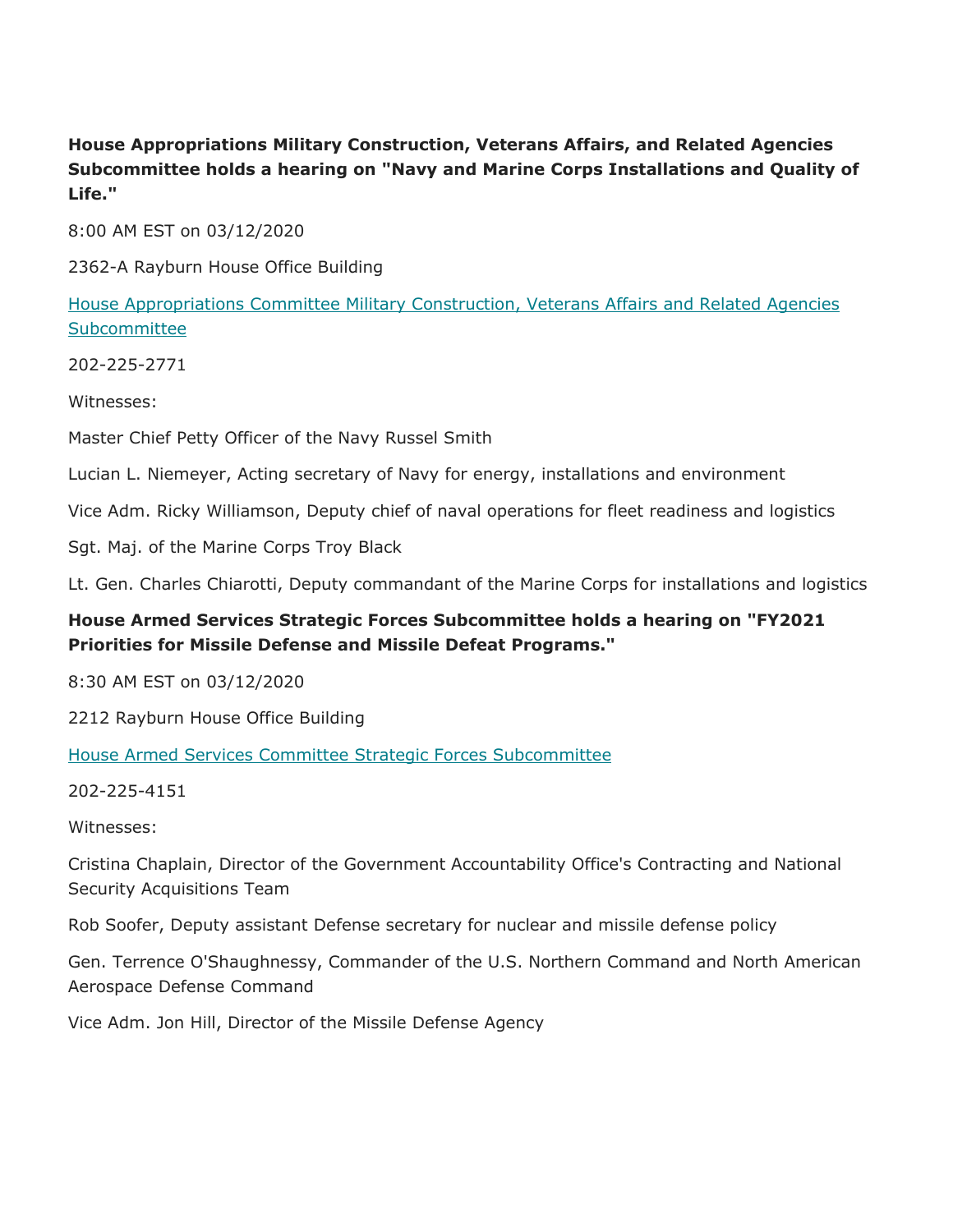**House Appropriations Military Construction, Veterans Affairs, and Related Agencies Subcommittee holds a hearing on "Navy and Marine Corps Installations and Quality of Life."**

8:00 AM EST on 03/12/2020

2362-A Rayburn House Office Building

[House Appropriations Committee Military Construction, Veterans Affairs and Related Agencies Subcommittee]

202-225-2771

Witnesses:

Master Chief Petty Officer of the Navy Russel Smith

Lucian L. Niemeyer, Acting secretary of Navy for energy, installations and environment

Vice Adm. Ricky Williamson, Deputy chief of naval operations for fleet readiness and logistics

Sgt. Maj. of the Marine Corps Troy Black

Lt. Gen. Charles Chiarotti, Deputy commandant of the Marine Corps for installations and logistics

**House Armed Services Strategic Forces Subcommittee holds a hearing on "FY2021 Priorities for Missile Defense and Missile Defeat Programs."**

8:30 AM EST on 03/12/2020

2212 Rayburn House Office Building

[House Armed Services Committee Strategic Forces Subcommittee]

202-225-4151

Witnesses:

Cristina Chaplain, Director of the Government Accountability Office's Contracting and National Security Acquisitions Team

Rob Soofer, Deputy assistant Defense secretary for nuclear and missile defense policy

Gen. Terrence O'Shaughnessy, Commander of the U.S. Northern Command and North American Aerospace Defense Command

Vice Adm. Jon Hill, Director of the Missile Defense Agency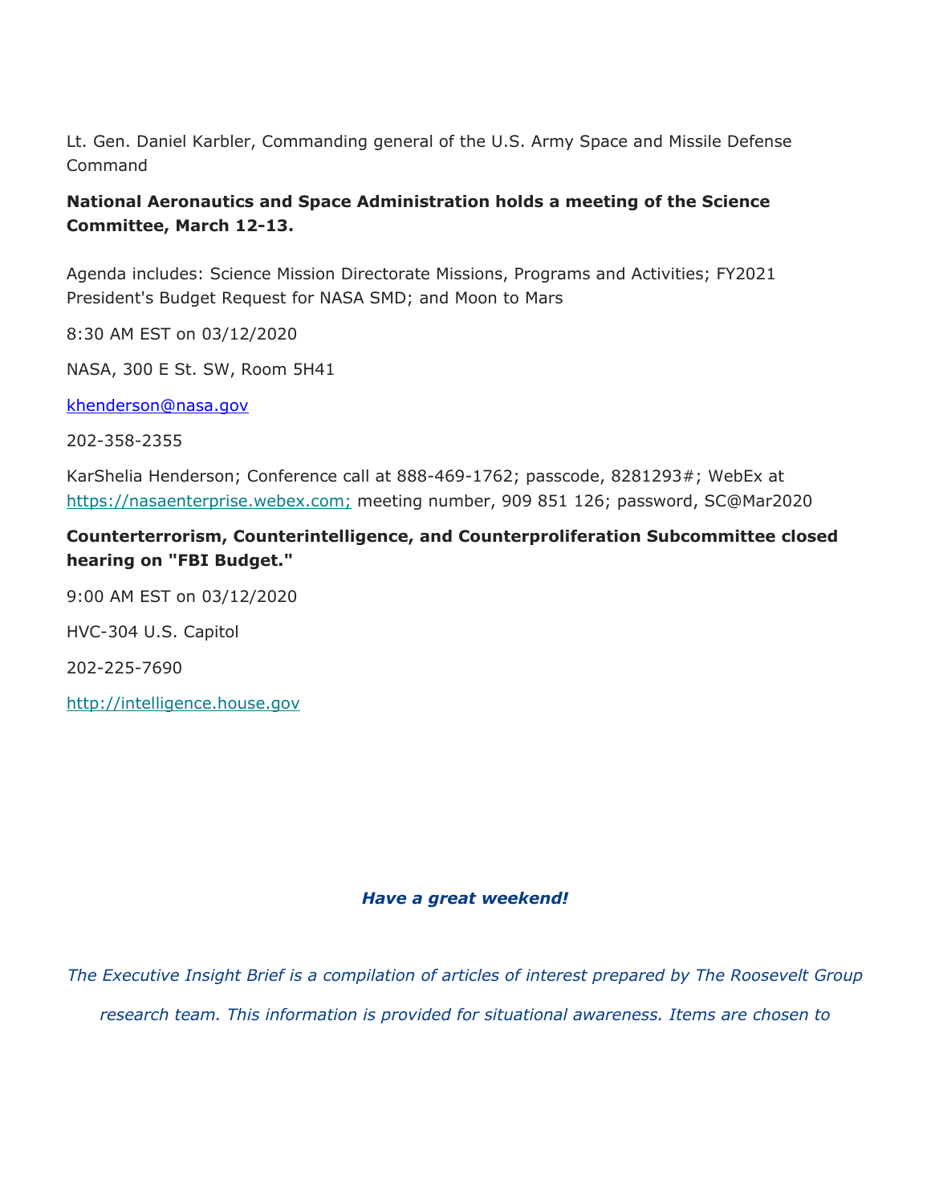Lt. Gen. Daniel Karbler, Commanding general of the U.S. Army Space and Missile Defense Command

**National Aeronautics and Space Administration holds a meeting of the Science Committee, March 12-13.**

Agenda includes: Science Mission Directorate Missions, Programs and Activities; FY2021 President's Budget Request for NASA SMD; and Moon to Mars

8:30 AM EST on 03/12/2020

NASA, 300 E St. SW, Room 5H41

khenderson@nasa.gov

202-358-2355

KarShelia Henderson; Conference call at 888-469-1762; passcode, 8281293#; WebEx at https://nasaenterprise.webex.com; meeting number, 909 851 126; password, SC@Mar2020

**Counterterrorism, Counterintelligence, and Counterproliferation Subcommittee closed hearing on "FBI Budget."**

9:00 AM EST on 03/12/2020

HVC-304 U.S. Capitol

202-225-7690

http://intelligence.house.gov

***Have a great weekend!***

*The Executive Insight Brief is a compilation of articles of interest prepared by The Roosevelt Group research team. This information is provided for situational awareness. Items are chosen to*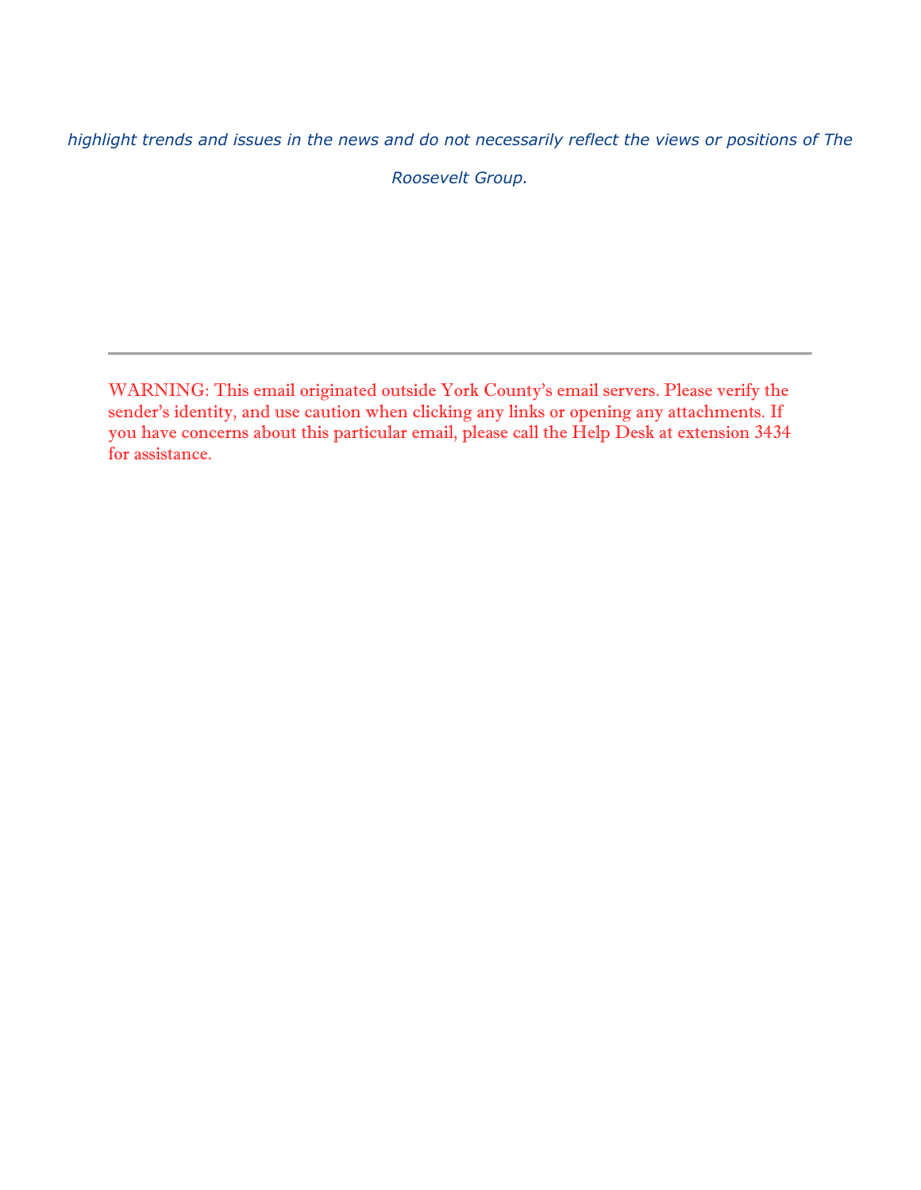*highlight trends and issues in the news and do not necessarily reflect the views or positions of The Roosevelt Group.*

---

WARNING: This email originated outside York County's email servers. Please verify the sender's identity, and use caution when clicking any links or opening any attachments. If you have concerns about this particular email, please call the Help Desk at extension 3434 for assistance.